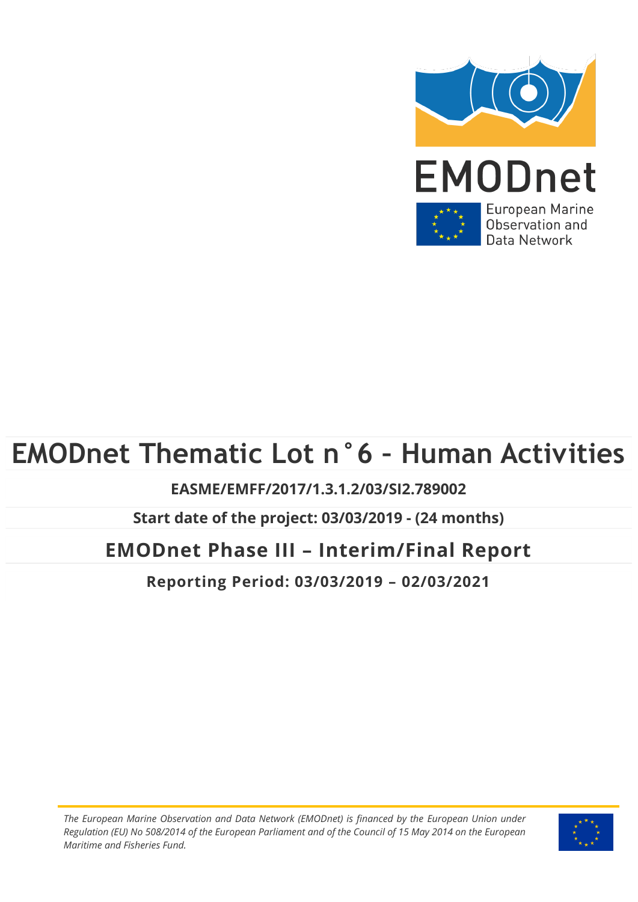EMODnet

European Marine Observation and Data Network

# EMODnet Thematic Lot n°6 - Human Activities

**EASME/EMFF/2017/1.3.1.2/03/SI2.789002**

**Start date of the project: 03/03/2019 - (24 months)**

## EMODnet Phase III – Interim/Final Report

**Reporting Period: 03/03/2019 – 02/03/2021**

*The European Marine Observation and Data Network (EMODnet) is financed by the European Union under Regulation (EU) No 508/2014 of the European Parliament and of the Council of 15 May 2014 on the European Maritime and Fisheries Fund.*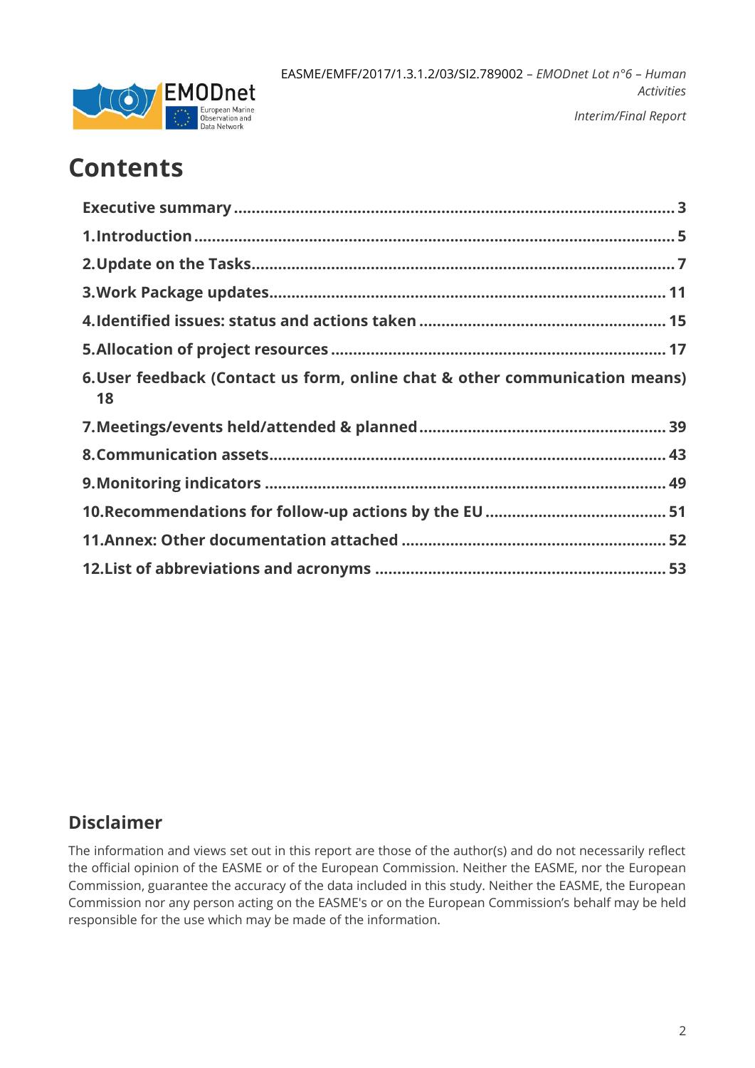# Contents

**Executive summary** ........................................................................................ **3**

**1. Introduction** .................................................................................................. **5**

**2. Update on the Tasks** ..................................................................................... **7**

**3. Work Package updates** ................................................................................ **11**

**4. Identified issues: status and actions taken** ............................................... **15**

**5. Allocation of project resources** ................................................................... **17**

**6. User feedback (Contact us form, online chat & other communication means) 18**

**7. Meetings/events held/attended & planned** ................................................. **39**

**8. Communication assets** ................................................................................. **43**

**9. Monitoring indicators** ................................................................................... **49**

**10. Recommendations for follow-up actions by the EU** .................................. **51**

**11. Annex: Other documentation attached** ...................................................... **52**

**12. List of abbreviations and acronyms** ........................................................... **53**

## Disclaimer

The information and views set out in this report are those of the author(s) and do not necessarily reflect the official opinion of the EASME or of the European Commission. Neither the EASME, nor the European Commission, guarantee the accuracy of the data included in this study. Neither the EASME, the European Commission nor any person acting on the EASME's or on the European Commission's behalf may be held responsible for the use which may be made of the information.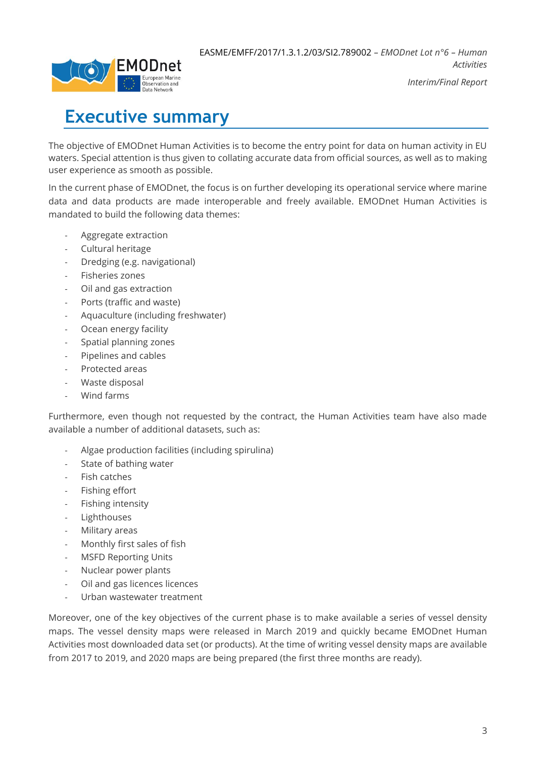# Executive summary

The objective of EMODnet Human Activities is to become the entry point for data on human activity in EU waters. Special attention is thus given to collating accurate data from official sources, as well as to making user experience as smooth as possible.

In the current phase of EMODnet, the focus is on further developing its operational service where marine data and data products are made interoperable and freely available. EMODnet Human Activities is mandated to build the following data themes:

- Aggregate extraction
- Cultural heritage
- Dredging (e.g. navigational)
- Fisheries zones
- Oil and gas extraction
- Ports (traffic and waste)
- Aquaculture (including freshwater)
- Ocean energy facility
- Spatial planning zones
- Pipelines and cables
- Protected areas
- Waste disposal
- Wind farms

Furthermore, even though not requested by the contract, the Human Activities team have also made available a number of additional datasets, such as:

- Algae production facilities (including spirulina)
- State of bathing water
- Fish catches
- Fishing effort
- Fishing intensity
- Lighthouses
- Military areas
- Monthly first sales of fish
- MSFD Reporting Units
- Nuclear power plants
- Oil and gas licences licences
- Urban wastewater treatment

Moreover, one of the key objectives of the current phase is to make available a series of vessel density maps. The vessel density maps were released in March 2019 and quickly became EMODnet Human Activities most downloaded data set (or products). At the time of writing vessel density maps are available from 2017 to 2019, and 2020 maps are being prepared (the first three months are ready).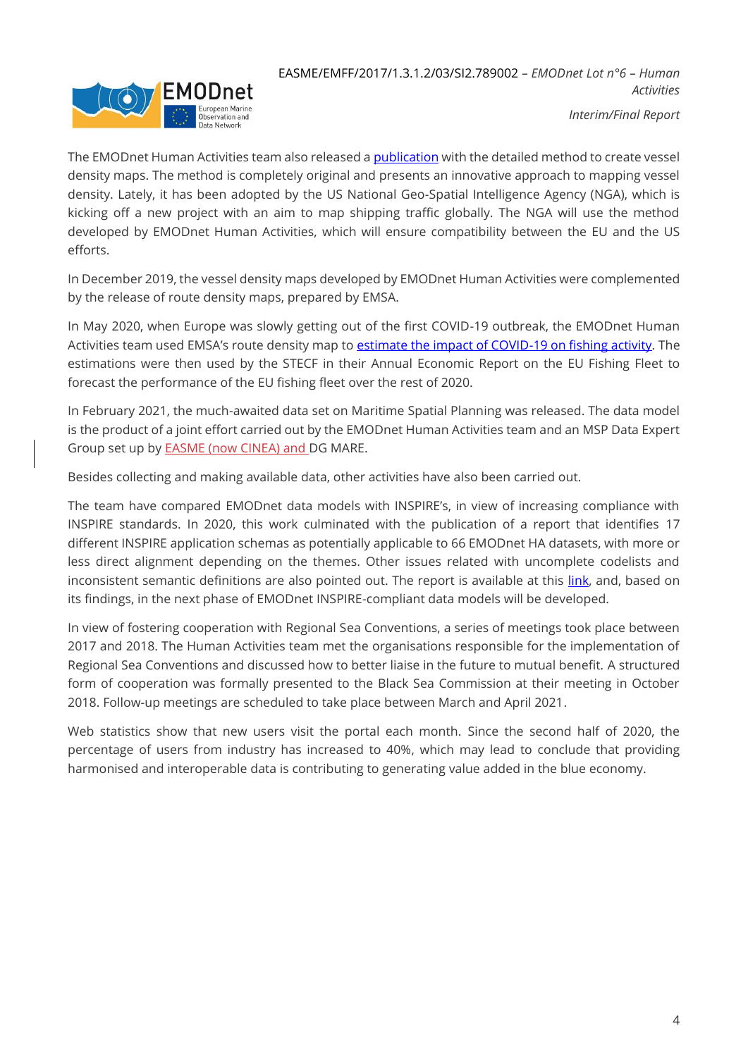The EMODnet Human Activities team also released a publication with the detailed method to create vessel density maps. The method is completely original and presents an innovative approach to mapping vessel density. Lately, it has been adopted by the US National Geo-Spatial Intelligence Agency (NGA), which is kicking off a new project with an aim to map shipping traffic globally. The NGA will use the method developed by EMODnet Human Activities, which will ensure compatibility between the EU and the US efforts.

In December 2019, the vessel density maps developed by EMODnet Human Activities were complemented by the release of route density maps, prepared by EMSA.

In May 2020, when Europe was slowly getting out of the first COVID-19 outbreak, the EMODnet Human Activities team used EMSA's route density map to estimate the impact of COVID-19 on fishing activity. The estimations were then used by the STECF in their Annual Economic Report on the EU Fishing Fleet to forecast the performance of the EU fishing fleet over the rest of 2020.

In February 2021, the much-awaited data set on Maritime Spatial Planning was released. The data model is the product of a joint effort carried out by the EMODnet Human Activities team and an MSP Data Expert Group set up by EASME (now CINEA) and DG MARE.

Besides collecting and making available data, other activities have also been carried out.

The team have compared EMODnet data models with INSPIRE's, in view of increasing compliance with INSPIRE standards. In 2020, this work culminated with the publication of a report that identifies 17 different INSPIRE application schemas as potentially applicable to 66 EMODnet HA datasets, with more or less direct alignment depending on the themes. Other issues related with uncomplete codelists and inconsistent semantic definitions are also pointed out. The report is available at this link, and, based on its findings, in the next phase of EMODnet INSPIRE-compliant data models will be developed.

In view of fostering cooperation with Regional Sea Conventions, a series of meetings took place between 2017 and 2018. The Human Activities team met the organisations responsible for the implementation of Regional Sea Conventions and discussed how to better liaise in the future to mutual benefit. A structured form of cooperation was formally presented to the Black Sea Commission at their meeting in October 2018. Follow-up meetings are scheduled to take place between March and April 2021.

Web statistics show that new users visit the portal each month. Since the second half of 2020, the percentage of users from industry has increased to 40%, which may lead to conclude that providing harmonised and interoperable data is contributing to generating value added in the blue economy.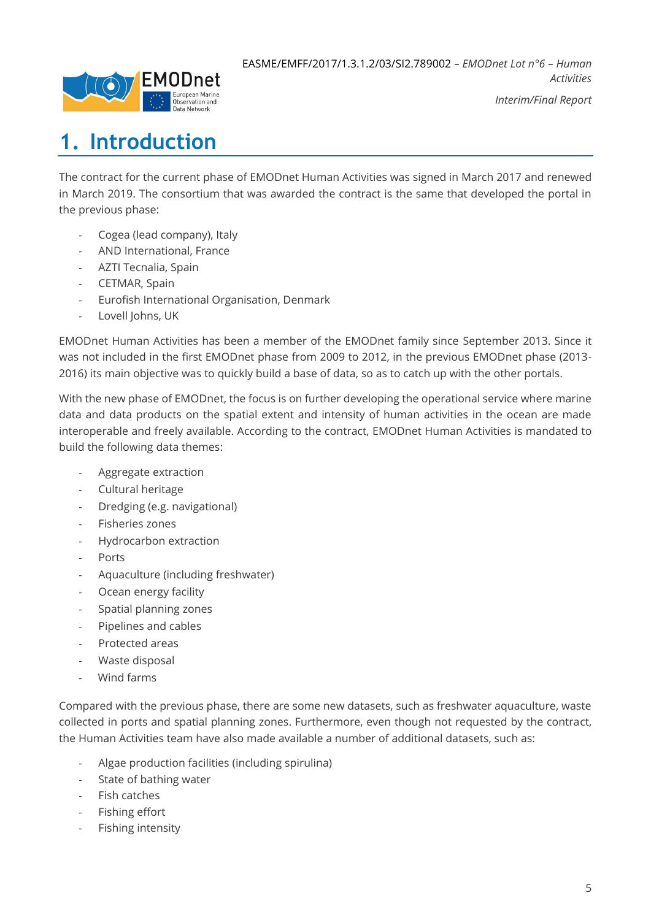# 1. Introduction

The contract for the current phase of EMODnet Human Activities was signed in March 2017 and renewed in March 2019. The consortium that was awarded the contract is the same that developed the portal in the previous phase:

- Cogea (lead company), Italy
- AND International, France
- AZTI Tecnalia, Spain
- CETMAR, Spain
- Eurofish International Organisation, Denmark
- Lovell Johns, UK

EMODnet Human Activities has been a member of the EMODnet family since September 2013. Since it was not included in the first EMODnet phase from 2009 to 2012, in the previous EMODnet phase (2013-2016) its main objective was to quickly build a base of data, so as to catch up with the other portals.

With the new phase of EMODnet, the focus is on further developing the operational service where marine data and data products on the spatial extent and intensity of human activities in the ocean are made interoperable and freely available. According to the contract, EMODnet Human Activities is mandated to build the following data themes:

- Aggregate extraction
- Cultural heritage
- Dredging (e.g. navigational)
- Fisheries zones
- Hydrocarbon extraction
- Ports
- Aquaculture (including freshwater)
- Ocean energy facility
- Spatial planning zones
- Pipelines and cables
- Protected areas
- Waste disposal
- Wind farms

Compared with the previous phase, there are some new datasets, such as freshwater aquaculture, waste collected in ports and spatial planning zones. Furthermore, even though not requested by the contract, the Human Activities team have also made available a number of additional datasets, such as:

- Algae production facilities (including spirulina)
- State of bathing water
- Fish catches
- Fishing effort
- Fishing intensity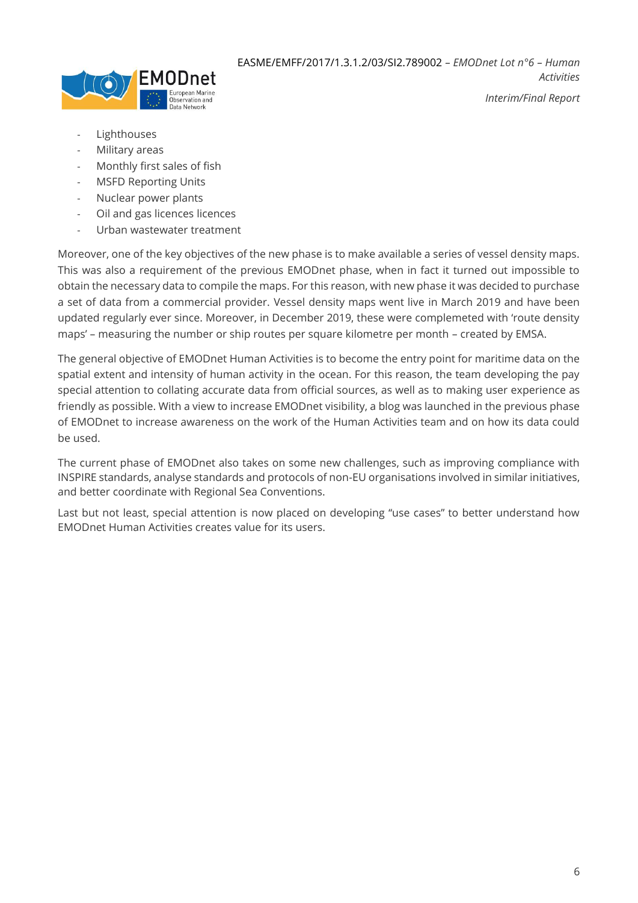- Lighthouses
- Military areas
- Monthly first sales of fish
- MSFD Reporting Units
- Nuclear power plants
- Oil and gas licences licences
- Urban wastewater treatment

Moreover, one of the key objectives of the new phase is to make available a series of vessel density maps. This was also a requirement of the previous EMODnet phase, when in fact it turned out impossible to obtain the necessary data to compile the maps. For this reason, with new phase it was decided to purchase a set of data from a commercial provider. Vessel density maps went live in March 2019 and have been updated regularly ever since. Moreover, in December 2019, these were complemeted with 'route density maps' – measuring the number or ship routes per square kilometre per month – created by EMSA.

The general objective of EMODnet Human Activities is to become the entry point for maritime data on the spatial extent and intensity of human activity in the ocean. For this reason, the team developing the pay special attention to collating accurate data from official sources, as well as to making user experience as friendly as possible. With a view to increase EMODnet visibility, a blog was launched in the previous phase of EMODnet to increase awareness on the work of the Human Activities team and on how its data could be used.

The current phase of EMODnet also takes on some new challenges, such as improving compliance with INSPIRE standards, analyse standards and protocols of non-EU organisations involved in similar initiatives, and better coordinate with Regional Sea Conventions.

Last but not least, special attention is now placed on developing "use cases" to better understand how EMODnet Human Activities creates value for its users.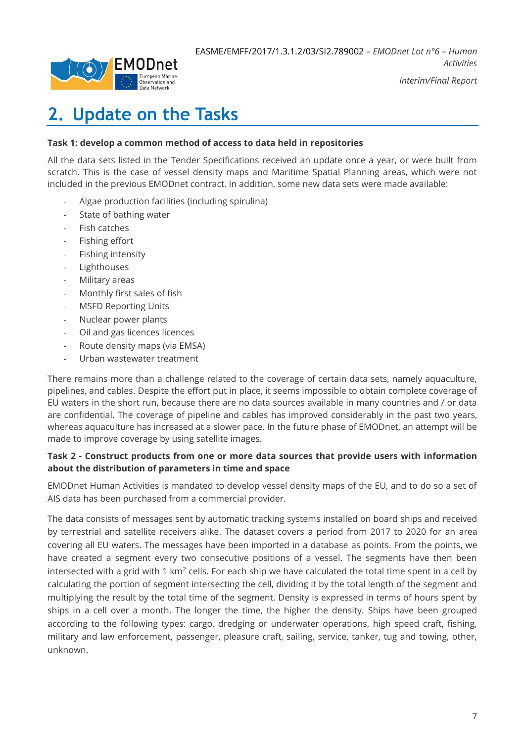# 2. Update on the Tasks

**Task 1: develop a common method of access to data held in repositories**

All the data sets listed in the Tender Specifications received an update once a year, or were built from scratch. This is the case of vessel density maps and Maritime Spatial Planning areas, which were not included in the previous EMODnet contract. In addition, some new data sets were made available:

- Algae production facilities (including spirulina)
- State of bathing water
- Fish catches
- Fishing effort
- Fishing intensity
- Lighthouses
- Military areas
- Monthly first sales of fish
- MSFD Reporting Units
- Nuclear power plants
- Oil and gas licences licences
- Route density maps (via EMSA)
- Urban wastewater treatment

There remains more than a challenge related to the coverage of certain data sets, namely aquaculture, pipelines, and cables. Despite the effort put in place, it seems impossible to obtain complete coverage of EU waters in the short run, because there are no data sources available in many countries and / or data are confidential. The coverage of pipeline and cables has improved considerably in the past two years, whereas aquaculture has increased at a slower pace. In the future phase of EMODnet, an attempt will be made to improve coverage by using satellite images.

**Task 2 - Construct products from one or more data sources that provide users with information about the distribution of parameters in time and space**

EMODnet Human Activities is mandated to develop vessel density maps of the EU, and to do so a set of AIS data has been purchased from a commercial provider.

The data consists of messages sent by automatic tracking systems installed on board ships and received by terrestrial and satellite receivers alike. The dataset covers a period from 2017 to 2020 for an area covering all EU waters. The messages have been imported in a database as points. From the points, we have created a segment every two consecutive positions of a vessel. The segments have then been intersected with a grid with 1 km$^2$ cells. For each ship we have calculated the total time spent in a cell by calculating the portion of segment intersecting the cell, dividing it by the total length of the segment and multiplying the result by the total time of the segment. Density is expressed in terms of hours spent by ships in a cell over a month. The longer the time, the higher the density. Ships have been grouped according to the following types: cargo, dredging or underwater operations, high speed craft, fishing, military and law enforcement, passenger, pleasure craft, sailing, service, tanker, tug and towing, other, unknown.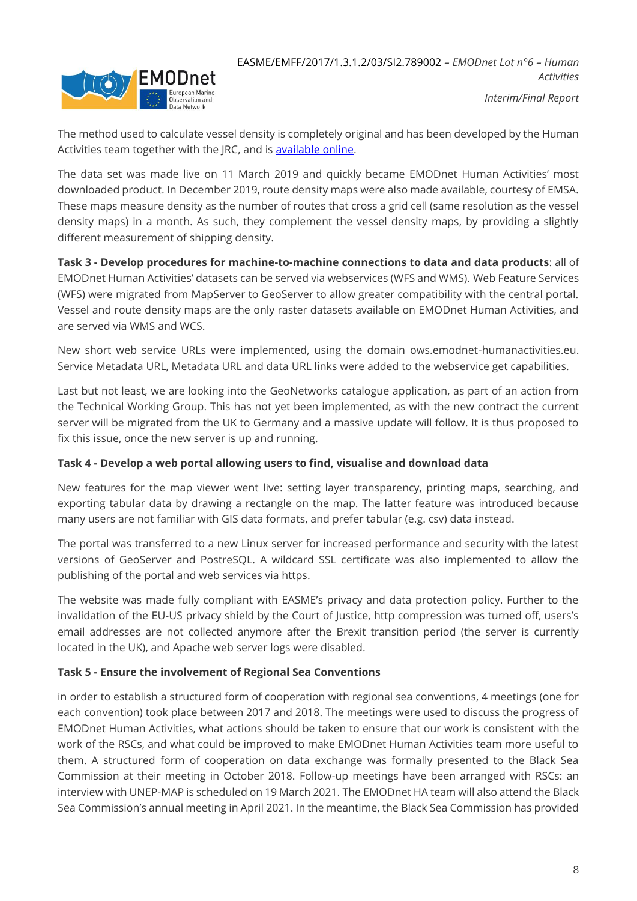The method used to calculate vessel density is completely original and has been developed by the Human Activities team together with the JRC, and is [available online](#).

The data set was made live on 11 March 2019 and quickly became EMODnet Human Activities' most downloaded product. In December 2019, route density maps were also made available, courtesy of EMSA. These maps measure density as the number of routes that cross a grid cell (same resolution as the vessel density maps) in a month. As such, they complement the vessel density maps, by providing a slightly different measurement of shipping density.

**Task 3 - Develop procedures for machine-to-machine connections to data and data products**: all of EMODnet Human Activities' datasets can be served via webservices (WFS and WMS). Web Feature Services (WFS) were migrated from MapServer to GeoServer to allow greater compatibility with the central portal. Vessel and route density maps are the only raster datasets available on EMODnet Human Activities, and are served via WMS and WCS.

New short web service URLs were implemented, using the domain ows.emodnet-humanactivities.eu. Service Metadata URL, Metadata URL and data URL links were added to the webservice get capabilities.

Last but not least, we are looking into the GeoNetworks catalogue application, as part of an action from the Technical Working Group. This has not yet been implemented, as with the new contract the current server will be migrated from the UK to Germany and a massive update will follow. It is thus proposed to fix this issue, once the new server is up and running.

**Task 4 - Develop a web portal allowing users to find, visualise and download data**

New features for the map viewer went live: setting layer transparency, printing maps, searching, and exporting tabular data by drawing a rectangle on the map. The latter feature was introduced because many users are not familiar with GIS data formats, and prefer tabular (e.g. csv) data instead.

The portal was transferred to a new Linux server for increased performance and security with the latest versions of GeoServer and PostreSQL. A wildcard SSL certificate was also implemented to allow the publishing of the portal and web services via https.

The website was made fully compliant with EASME's privacy and data protection policy. Further to the invalidation of the EU-US privacy shield by the Court of Justice, http compression was turned off, users's email addresses are not collected anymore after the Brexit transition period (the server is currently located in the UK), and Apache web server logs were disabled.

**Task 5 - Ensure the involvement of Regional Sea Conventions**

in order to establish a structured form of cooperation with regional sea conventions, 4 meetings (one for each convention) took place between 2017 and 2018. The meetings were used to discuss the progress of EMODnet Human Activities, what actions should be taken to ensure that our work is consistent with the work of the RSCs, and what could be improved to make EMODnet Human Activities team more useful to them. A structured form of cooperation on data exchange was formally presented to the Black Sea Commission at their meeting in October 2018. Follow-up meetings have been arranged with RSCs: an interview with UNEP-MAP is scheduled on 19 March 2021. The EMODnet HA team will also attend the Black Sea Commission's annual meeting in April 2021. In the meantime, the Black Sea Commission has provided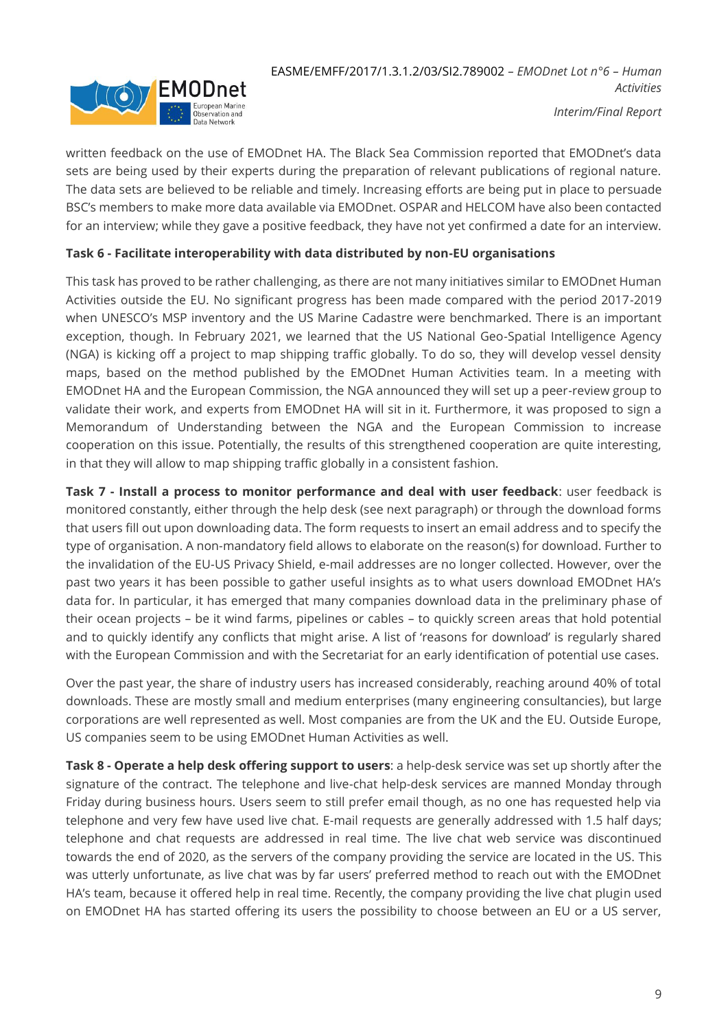written feedback on the use of EMODnet HA. The Black Sea Commission reported that EMODnet's data sets are being used by their experts during the preparation of relevant publications of regional nature. The data sets are believed to be reliable and timely. Increasing efforts are being put in place to persuade BSC's members to make more data available via EMODnet. OSPAR and HELCOM have also been contacted for an interview; while they gave a positive feedback, they have not yet confirmed a date for an interview.

**Task 6 - Facilitate interoperability with data distributed by non-EU organisations**

This task has proved to be rather challenging, as there are not many initiatives similar to EMODnet Human Activities outside the EU. No significant progress has been made compared with the period 2017-2019 when UNESCO's MSP inventory and the US Marine Cadastre were benchmarked. There is an important exception, though. In February 2021, we learned that the US National Geo-Spatial Intelligence Agency (NGA) is kicking off a project to map shipping traffic globally. To do so, they will develop vessel density maps, based on the method published by the EMODnet Human Activities team. In a meeting with EMODnet HA and the European Commission, the NGA announced they will set up a peer-review group to validate their work, and experts from EMODnet HA will sit in it. Furthermore, it was proposed to sign a Memorandum of Understanding between the NGA and the European Commission to increase cooperation on this issue. Potentially, the results of this strengthened cooperation are quite interesting, in that they will allow to map shipping traffic globally in a consistent fashion.

**Task 7 - Install a process to monitor performance and deal with user feedback**: user feedback is monitored constantly, either through the help desk (see next paragraph) or through the download forms that users fill out upon downloading data. The form requests to insert an email address and to specify the type of organisation. A non-mandatory field allows to elaborate on the reason(s) for download. Further to the invalidation of the EU-US Privacy Shield, e-mail addresses are no longer collected. However, over the past two years it has been possible to gather useful insights as to what users download EMODnet HA's data for. In particular, it has emerged that many companies download data in the preliminary phase of their ocean projects – be it wind farms, pipelines or cables – to quickly screen areas that hold potential and to quickly identify any conflicts that might arise. A list of 'reasons for download' is regularly shared with the European Commission and with the Secretariat for an early identification of potential use cases.

Over the past year, the share of industry users has increased considerably, reaching around 40% of total downloads. These are mostly small and medium enterprises (many engineering consultancies), but large corporations are well represented as well. Most companies are from the UK and the EU. Outside Europe, US companies seem to be using EMODnet Human Activities as well.

**Task 8 - Operate a help desk offering support to users**: a help-desk service was set up shortly after the signature of the contract. The telephone and live-chat help-desk services are manned Monday through Friday during business hours. Users seem to still prefer email though, as no one has requested help via telephone and very few have used live chat. E-mail requests are generally addressed with 1.5 half days; telephone and chat requests are addressed in real time. The live chat web service was discontinued towards the end of 2020, as the servers of the company providing the service are located in the US. This was utterly unfortunate, as live chat was by far users' preferred method to reach out with the EMODnet HA's team, because it offered help in real time. Recently, the company providing the live chat plugin used on EMODnet HA has started offering its users the possibility to choose between an EU or a US server,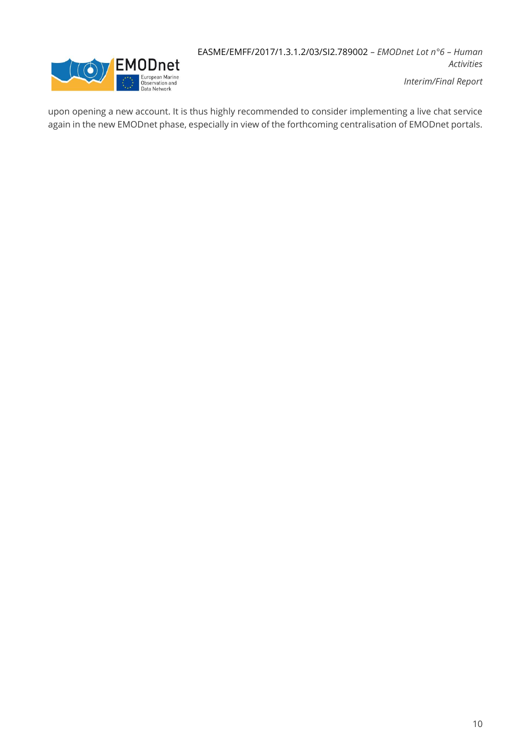upon opening a new account. It is thus highly recommended to consider implementing a live chat service again in the new EMODnet phase, especially in view of the forthcoming centralisation of EMODnet portals.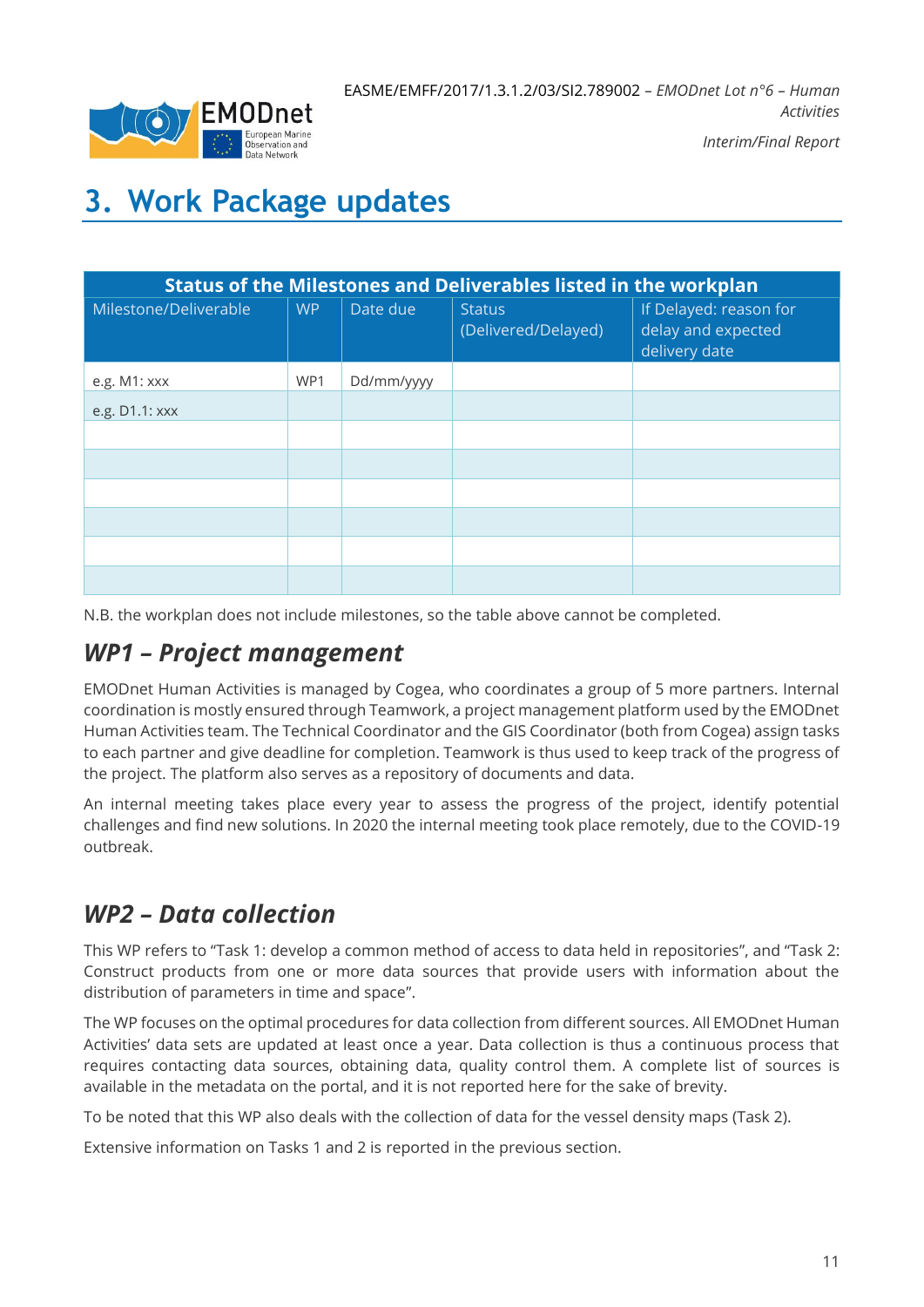# 3. Work Package updates

| Status of the Milestones and Deliverables listed in the workplan | | | | |
|---|---|---|---|---|
| Milestone/Deliverable | WP | Date due | Status (Delivered/Delayed) | If Delayed: reason for delay and expected delivery date |
| e.g. M1: xxx | WP1 | Dd/mm/yyyy | | |
| e.g. D1.1: xxx | | | | |
| | | | | |
| | | | | |
| | | | | |
| | | | | |
| | | | | |
| | | | | |

N.B. the workplan does not include milestones, so the table above cannot be completed.

## *WP1 – Project management*

EMODnet Human Activities is managed by Cogea, who coordinates a group of 5 more partners. Internal coordination is mostly ensured through Teamwork, a project management platform used by the EMODnet Human Activities team. The Technical Coordinator and the GIS Coordinator (both from Cogea) assign tasks to each partner and give deadline for completion. Teamwork is thus used to keep track of the progress of the project. The platform also serves as a repository of documents and data.

An internal meeting takes place every year to assess the progress of the project, identify potential challenges and find new solutions. In 2020 the internal meeting took place remotely, due to the COVID-19 outbreak.

## *WP2 – Data collection*

This WP refers to "Task 1: develop a common method of access to data held in repositories", and "Task 2: Construct products from one or more data sources that provide users with information about the distribution of parameters in time and space".

The WP focuses on the optimal procedures for data collection from different sources. All EMODnet Human Activities' data sets are updated at least once a year. Data collection is thus a continuous process that requires contacting data sources, obtaining data, quality control them. A complete list of sources is available in the metadata on the portal, and it is not reported here for the sake of brevity.

To be noted that this WP also deals with the collection of data for the vessel density maps (Task 2).

Extensive information on Tasks 1 and 2 is reported in the previous section.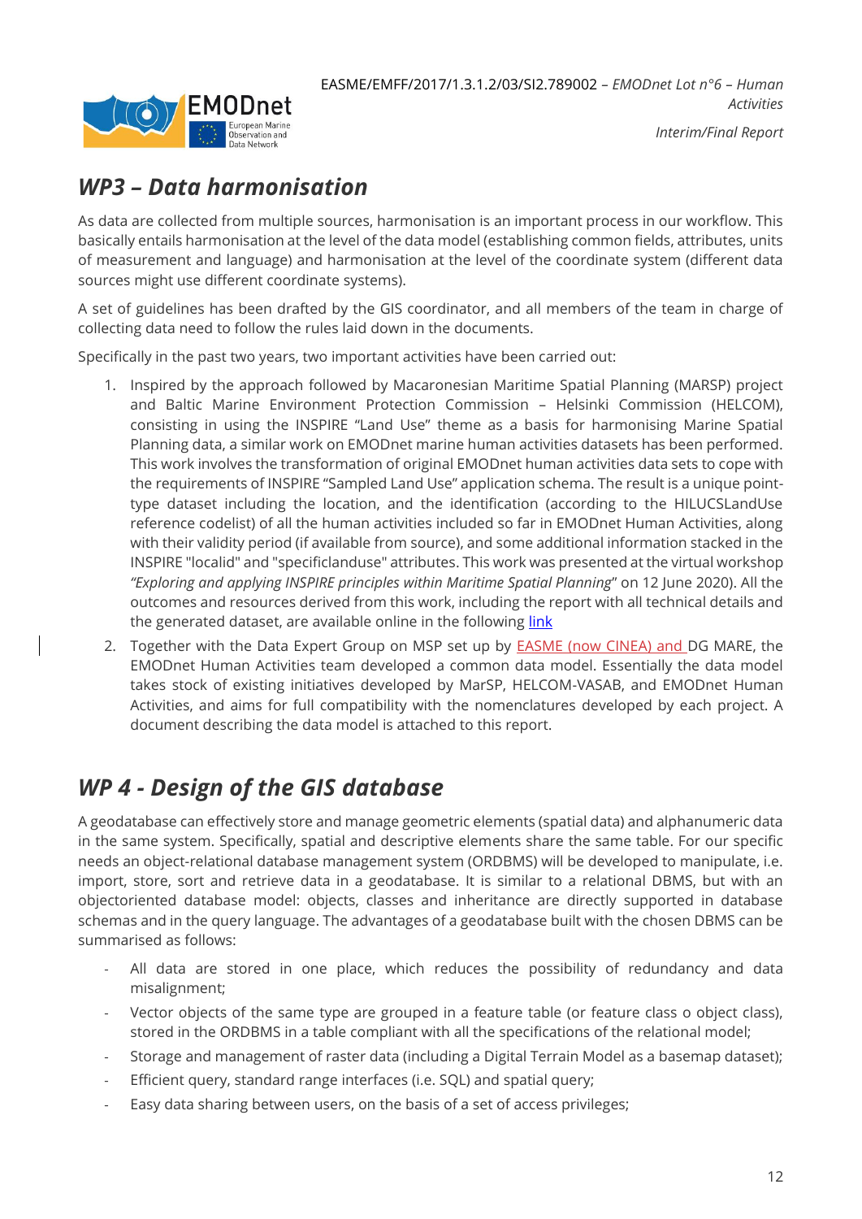## *WP3 – Data harmonisation*

As data are collected from multiple sources, harmonisation is an important process in our workflow. This basically entails harmonisation at the level of the data model (establishing common fields, attributes, units of measurement and language) and harmonisation at the level of the coordinate system (different data sources might use different coordinate systems).

A set of guidelines has been drafted by the GIS coordinator, and all members of the team in charge of collecting data need to follow the rules laid down in the documents.

Specifically in the past two years, two important activities have been carried out:

1. Inspired by the approach followed by Macaronesian Maritime Spatial Planning (MARSP) project and Baltic Marine Environment Protection Commission – Helsinki Commission (HELCOM), consisting in using the INSPIRE "Land Use" theme as a basis for harmonising Marine Spatial Planning data, a similar work on EMODnet marine human activities datasets has been performed. This work involves the transformation of original EMODnet human activities data sets to cope with the requirements of INSPIRE "Sampled Land Use" application schema. The result is a unique point-type dataset including the location, and the identification (according to the HILUCSLandUse reference codelist) of all the human activities included so far in EMODnet Human Activities, along with their validity period (if available from source), and some additional information stacked in the INSPIRE "localid" and "specificlanduse" attributes. This work was presented at the virtual workshop *"Exploring and applying INSPIRE principles within Maritime Spatial Planning*" on 12 June 2020). All the outcomes and resources derived from this work, including the report with all technical details and the generated dataset, are available online in the following link
2. Together with the Data Expert Group on MSP set up by EASME (now CINEA) and DG MARE, the EMODnet Human Activities team developed a common data model. Essentially the data model takes stock of existing initiatives developed by MarSP, HELCOM-VASAB, and EMODnet Human Activities, and aims for full compatibility with the nomenclatures developed by each project. A document describing the data model is attached to this report.

## *WP 4 - Design of the GIS database*

A geodatabase can effectively store and manage geometric elements (spatial data) and alphanumeric data in the same system. Specifically, spatial and descriptive elements share the same table. For our specific needs an object-relational database management system (ORDBMS) will be developed to manipulate, i.e. import, store, sort and retrieve data in a geodatabase. It is similar to a relational DBMS, but with an objectoriented database model: objects, classes and inheritance are directly supported in database schemas and in the query language. The advantages of a geodatabase built with the chosen DBMS can be summarised as follows:

- All data are stored in one place, which reduces the possibility of redundancy and data misalignment;
- Vector objects of the same type are grouped in a feature table (or feature class o object class), stored in the ORDBMS in a table compliant with all the specifications of the relational model;
- Storage and management of raster data (including a Digital Terrain Model as a basemap dataset);
- Efficient query, standard range interfaces (i.e. SQL) and spatial query;
- Easy data sharing between users, on the basis of a set of access privileges;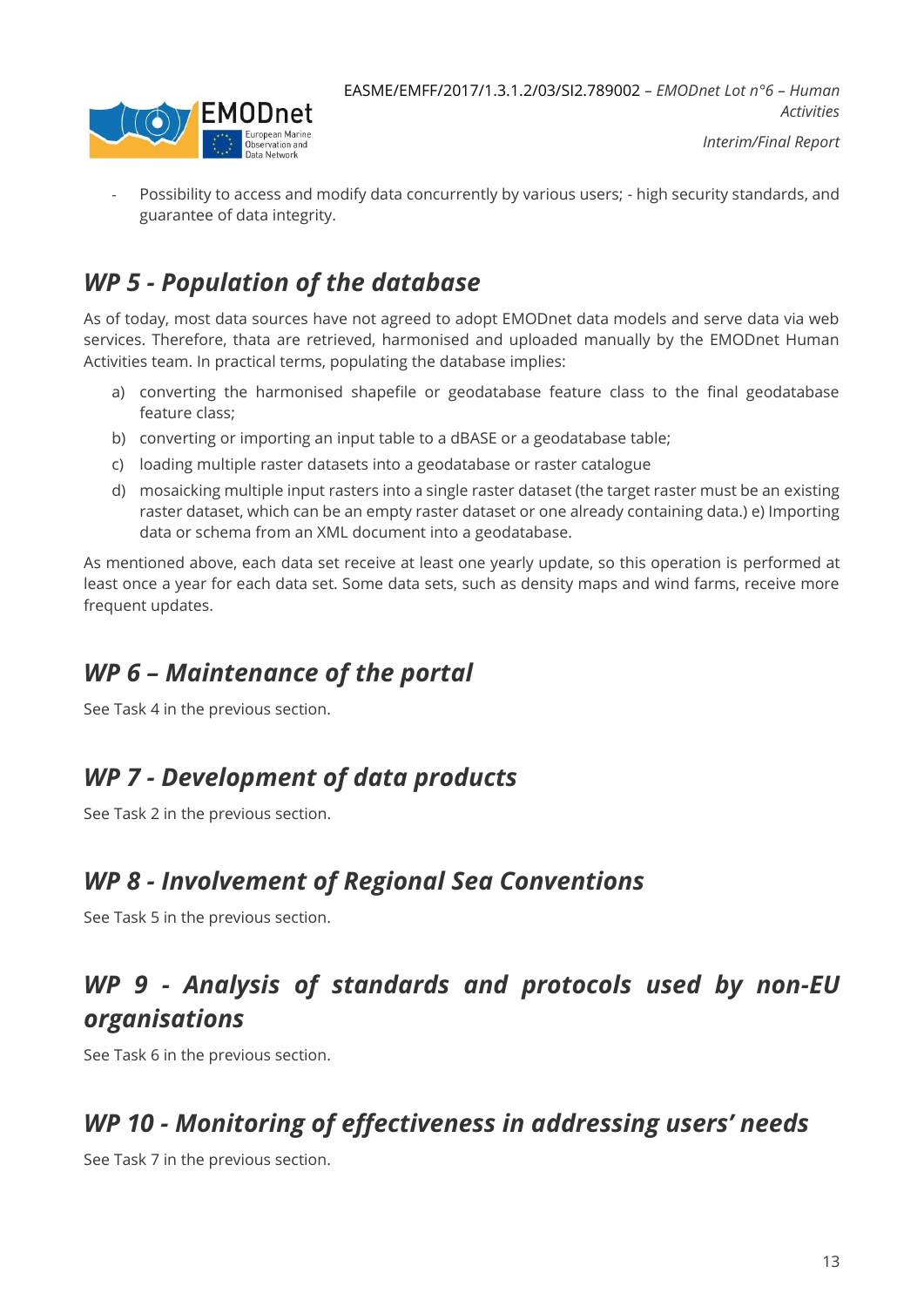- Possibility to access and modify data concurrently by various users; - high security standards, and guarantee of data integrity.

## *WP 5 - Population of the database*

As of today, most data sources have not agreed to adopt EMODnet data models and serve data via web services. Therefore, thata are retrieved, harmonised and uploaded manually by the EMODnet Human Activities team. In practical terms, populating the database implies:

a) converting the harmonised shapefile or geodatabase feature class to the final geodatabase feature class;
b) converting or importing an input table to a dBASE or a geodatabase table;
c) loading multiple raster datasets into a geodatabase or raster catalogue
d) mosaicking multiple input rasters into a single raster dataset (the target raster must be an existing raster dataset, which can be an empty raster dataset or one already containing data.) e) Importing data or schema from an XML document into a geodatabase.

As mentioned above, each data set receive at least one yearly update, so this operation is performed at least once a year for each data set. Some data sets, such as density maps and wind farms, receive more frequent updates.

## *WP 6 – Maintenance of the portal*

See Task 4 in the previous section.

## *WP 7 - Development of data products*

See Task 2 in the previous section.

## *WP 8 - Involvement of Regional Sea Conventions*

See Task 5 in the previous section.

## *WP 9 - Analysis of standards and protocols used by non-EU organisations*

See Task 6 in the previous section.

## *WP 10 - Monitoring of effectiveness in addressing users' needs*

See Task 7 in the previous section.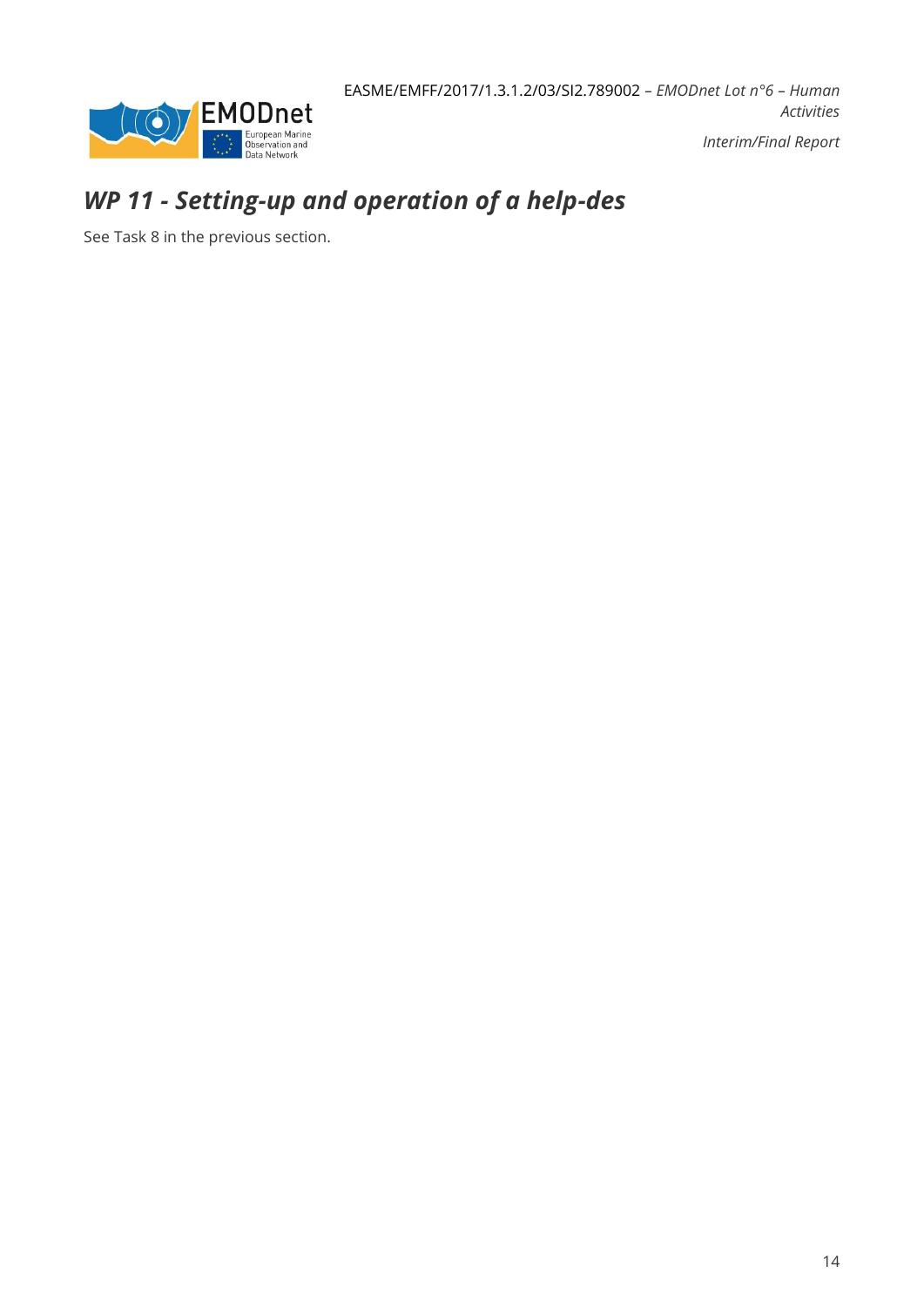## *WP 11 - Setting-up and operation of a help-des*

See Task 8 in the previous section.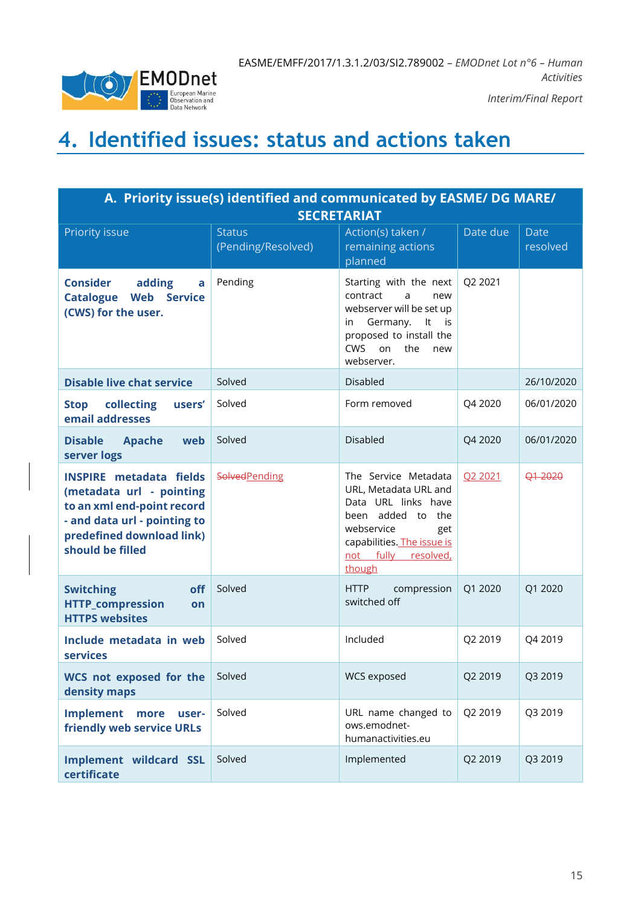# 4. Identified issues: status and actions taken

| A. Priority issue(s) identified and communicated by EASME/ DG MARE/ SECRETARIAT | | | | |
|---|---|---|---|---|
| Priority issue | Status (Pending/Resolved) | Action(s) taken / remaining actions planned | Date due | Date resolved |
| **Consider adding a Catalogue Web Service (CWS) for the user.** | Pending | Starting with the next contract a new webserver will be set up in Germany. It is proposed to install the CWS on the new webserver. | Q2 2021 | |
| **Disable live chat service** | Solved | Disabled | | 26/10/2020 |
| **Stop collecting users' email addresses** | Solved | Form removed | Q4 2020 | 06/01/2020 |
| **Disable Apache web server logs** | Solved | Disabled | Q4 2020 | 06/01/2020 |
| **INSPIRE metadata fields (metadata url - pointing to an xml end-point record - and data url - pointing to predefined download link) should be filled** | ~~Solved~~Pending | The Service Metadata URL, Metadata URL and Data URL links have been added to the webservice get capabilities. The issue is not fully resolved, though | Q2 2021 | ~~Q1 2020~~ |
| **Switching off HTTP_compression on HTTPS websites** | Solved | HTTP compression switched off | Q1 2020 | Q1 2020 |
| **Include metadata in web services** | Solved | Included | Q2 2019 | Q4 2019 |
| **WCS not exposed for the density maps** | Solved | WCS exposed | Q2 2019 | Q3 2019 |
| **Implement more user-friendly web service URLs** | Solved | URL name changed to ows.emodnet-humanactivities.eu | Q2 2019 | Q3 2019 |
| **Implement wildcard SSL certificate** | Solved | Implemented | Q2 2019 | Q3 2019 |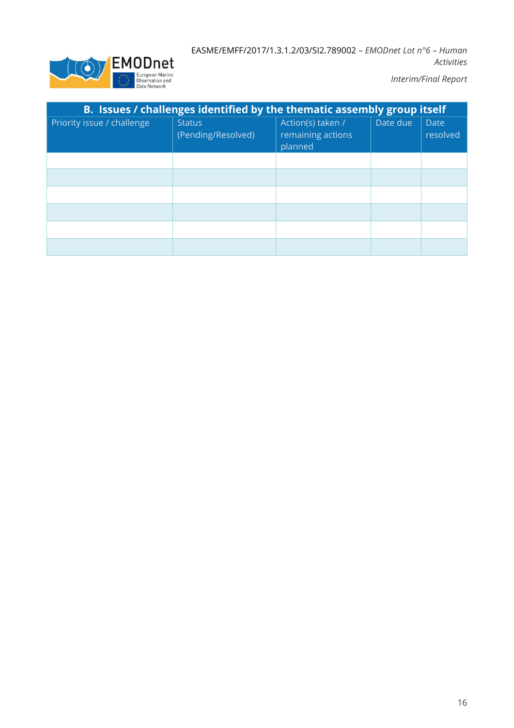| B. Issues / challenges identified by the thematic assembly group itself | | | | |
|---|---|---|---|---|
| Priority issue / challenge | Status (Pending/Resolved) | Action(s) taken / remaining actions planned | Date due | Date resolved |
| | | | | |
| | | | | |
| | | | | |
| | | | | |
| | | | | |
| | | | | |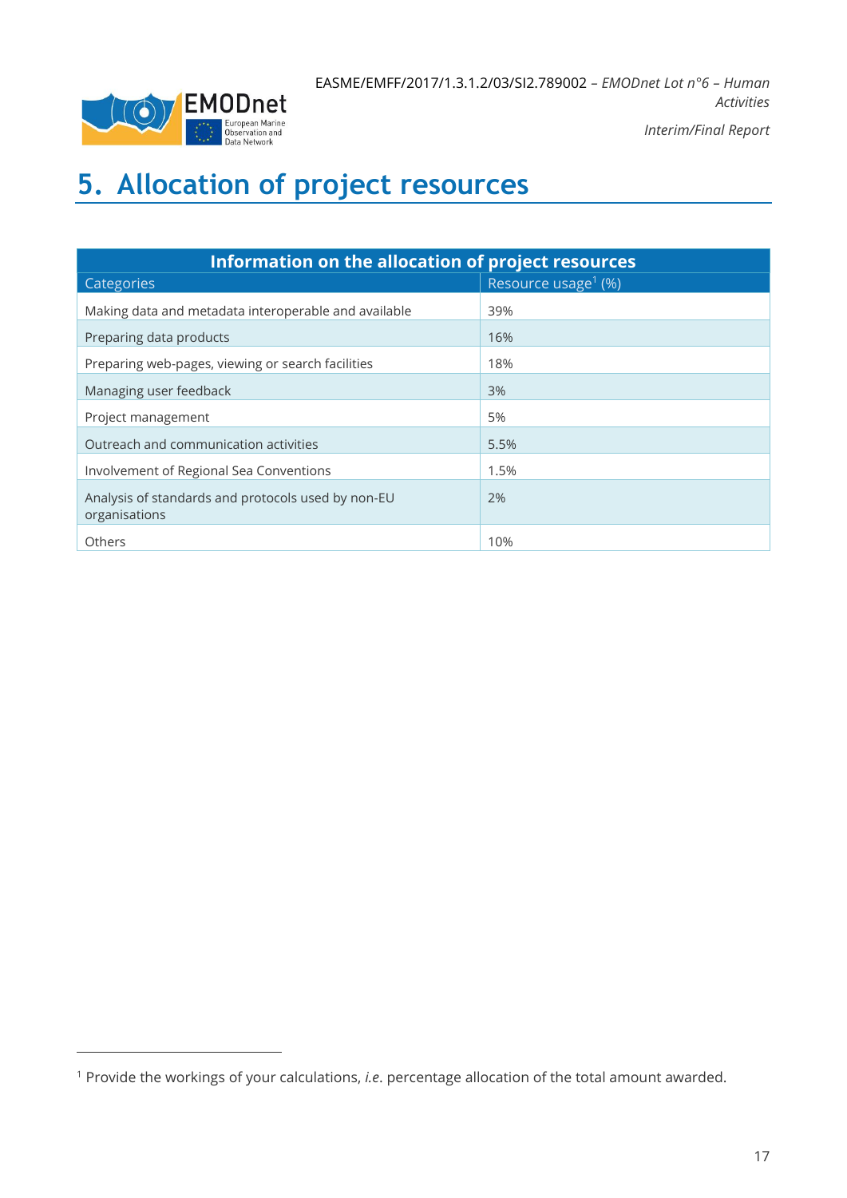# 5. Allocation of project resources

| Information on the allocation of project resources | |
|---|---|
| Categories | Resource usage[1] (%) |
| Making data and metadata interoperable and available | 39% |
| Preparing data products | 16% |
| Preparing web-pages, viewing or search facilities | 18% |
| Managing user feedback | 3% |
| Project management | 5% |
| Outreach and communication activities | 5.5% |
| Involvement of Regional Sea Conventions | 1.5% |
| Analysis of standards and protocols used by non-EU organisations | 2% |
| Others | 10% |

[1] Provide the workings of your calculations, *i.e.* percentage allocation of the total amount awarded.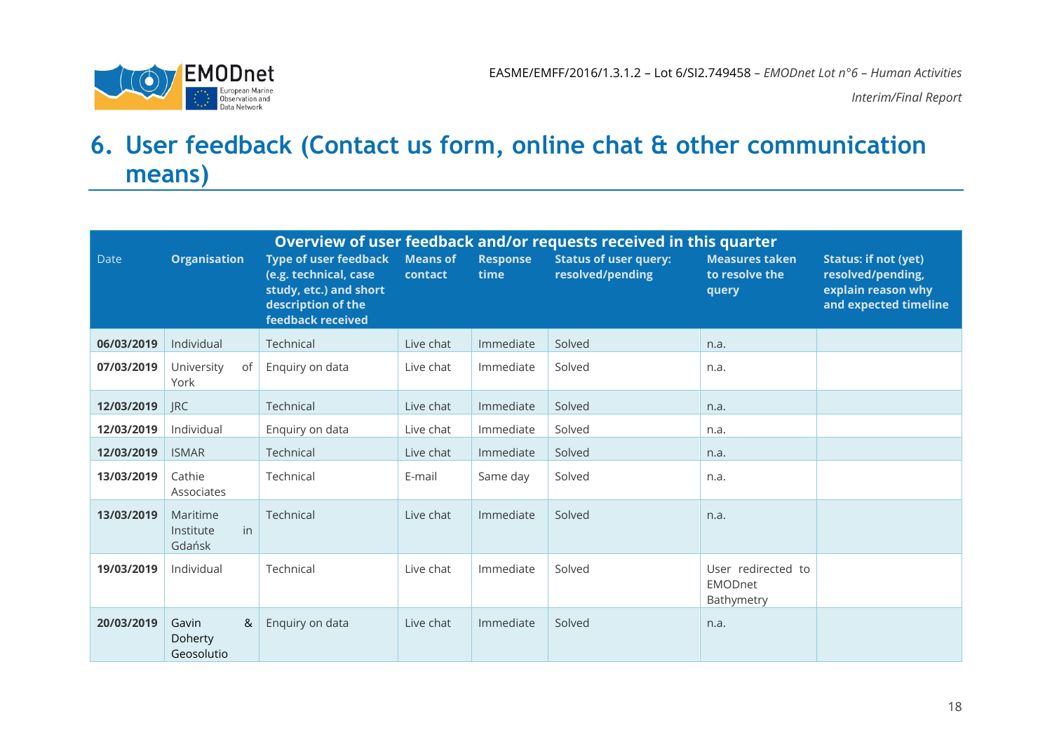# 6. User feedback (Contact us form, online chat & other communication means)

| Overview of user feedback and/or requests received in this quarter | | | | | | | |
|---|---|---|---|---|---|---|---|
| Date | Organisation | Type of user feedback (e.g. technical, case study, etc.) and short description of the feedback received | Means of contact | Response time | Status of user query: resolved/pending | Measures taken to resolve the query | Status: if not (yet) resolved/pending, explain reason why and expected timeline |
| **06/03/2019** | Individual | Technical | Live chat | Immediate | Solved | n.a. | |
| **07/03/2019** | University of York | Enquiry on data | Live chat | Immediate | Solved | n.a. | |
| **12/03/2019** | JRC | Technical | Live chat | Immediate | Solved | n.a. | |
| **12/03/2019** | Individual | Enquiry on data | Live chat | Immediate | Solved | n.a. | |
| **12/03/2019** | ISMAR | Technical | Live chat | Immediate | Solved | n.a. | |
| **13/03/2019** | Cathie Associates | Technical | E-mail | Same day | Solved | n.a. | |
| **13/03/2019** | Maritime Institute in Gdańsk | Technical | Live chat | Immediate | Solved | n.a. | |
| **19/03/2019** | Individual | Technical | Live chat | Immediate | Solved | User redirected to EMODnet Bathymetry | |
| **20/03/2019** | Gavin & Doherty Geosolutio | Enquiry on data | Live chat | Immediate | Solved | n.a. | |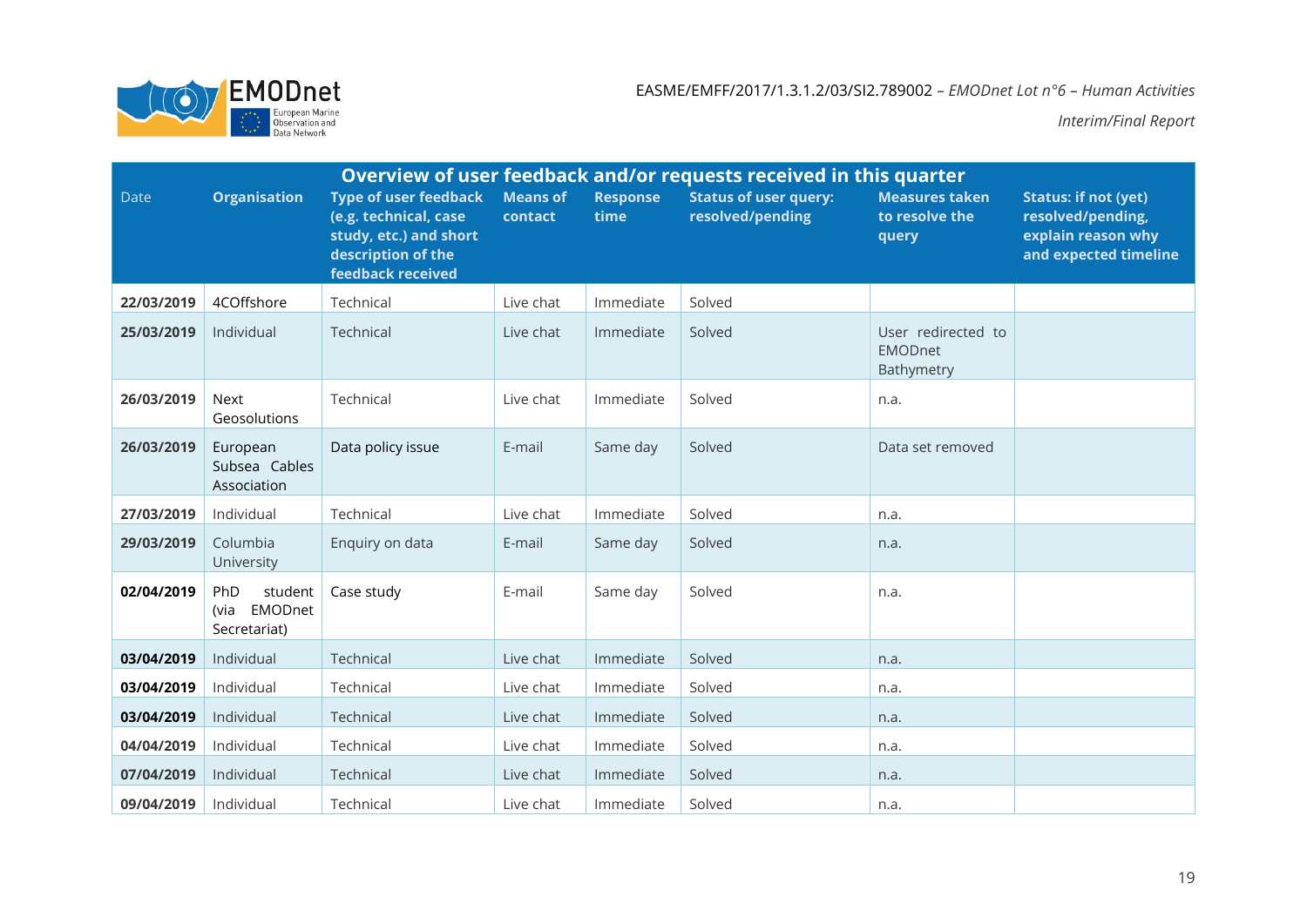| Overview of user feedback and/or requests received in this quarter | | | | | | | |
|---|---|---|---|---|---|---|---|
| Date | Organisation | Type of user feedback (e.g. technical, case study, etc.) and short description of the feedback received | Means of contact | Response time | Status of user query: resolved/pending | Measures taken to resolve the query | Status: if not (yet) resolved/pending, explain reason why and expected timeline |
| **22/03/2019** | 4COffshore | Technical | Live chat | Immediate | Solved | | |
| **25/03/2019** | Individual | Technical | Live chat | Immediate | Solved | User redirected to EMODnet Bathymetry | |
| **26/03/2019** | Next Geosolutions | Technical | Live chat | Immediate | Solved | n.a. | |
| **26/03/2019** | European Subsea Cables Association | Data policy issue | E-mail | Same day | Solved | Data set removed | |
| **27/03/2019** | Individual | Technical | Live chat | Immediate | Solved | n.a. | |
| **29/03/2019** | Columbia University | Enquiry on data | E-mail | Same day | Solved | n.a. | |
| **02/04/2019** | PhD student (via EMODnet Secretariat) | Case study | E-mail | Same day | Solved | n.a. | |
| **03/04/2019** | Individual | Technical | Live chat | Immediate | Solved | n.a. | |
| **03/04/2019** | Individual | Technical | Live chat | Immediate | Solved | n.a. | |
| **03/04/2019** | Individual | Technical | Live chat | Immediate | Solved | n.a. | |
| **04/04/2019** | Individual | Technical | Live chat | Immediate | Solved | n.a. | |
| **07/04/2019** | Individual | Technical | Live chat | Immediate | Solved | n.a. | |
| **09/04/2019** | Individual | Technical | Live chat | Immediate | Solved | n.a. | |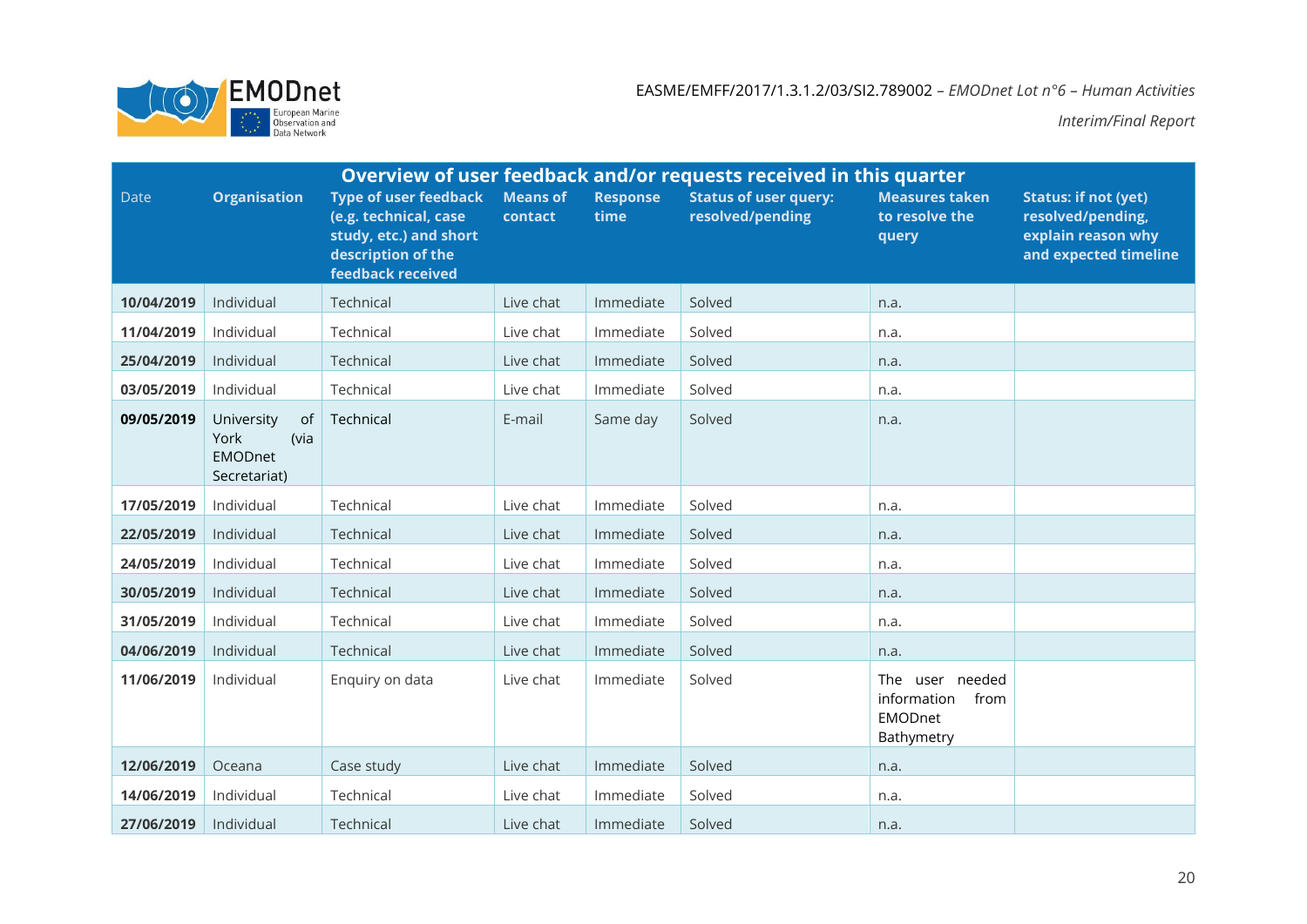| Overview of user feedback and/or requests received in this quarter | | | | | | | |
|---|---|---|---|---|---|---|---|
| Date | Organisation | Type of user feedback (e.g. technical, case study, etc.) and short description of the feedback received | Means of contact | Response time | Status of user query: resolved/pending | Measures taken to resolve the query | Status: if not (yet) resolved/pending, explain reason why and expected timeline |
| **10/04/2019** | Individual | Technical | Live chat | Immediate | Solved | n.a. | |
| **11/04/2019** | Individual | Technical | Live chat | Immediate | Solved | n.a. | |
| **25/04/2019** | Individual | Technical | Live chat | Immediate | Solved | n.a. | |
| **03/05/2019** | Individual | Technical | Live chat | Immediate | Solved | n.a. | |
| **09/05/2019** | University of York (via EMODnet Secretariat) | Technical | E-mail | Same day | Solved | n.a. | |
| **17/05/2019** | Individual | Technical | Live chat | Immediate | Solved | n.a. | |
| **22/05/2019** | Individual | Technical | Live chat | Immediate | Solved | n.a. | |
| **24/05/2019** | Individual | Technical | Live chat | Immediate | Solved | n.a. | |
| **30/05/2019** | Individual | Technical | Live chat | Immediate | Solved | n.a. | |
| **31/05/2019** | Individual | Technical | Live chat | Immediate | Solved | n.a. | |
| **04/06/2019** | Individual | Technical | Live chat | Immediate | Solved | n.a. | |
| **11/06/2019** | Individual | Enquiry on data | Live chat | Immediate | Solved | The user needed information from EMODnet Bathymetry | |
| **12/06/2019** | Oceana | Case study | Live chat | Immediate | Solved | n.a. | |
| **14/06/2019** | Individual | Technical | Live chat | Immediate | Solved | n.a. | |
| **27/06/2019** | Individual | Technical | Live chat | Immediate | Solved | n.a. | |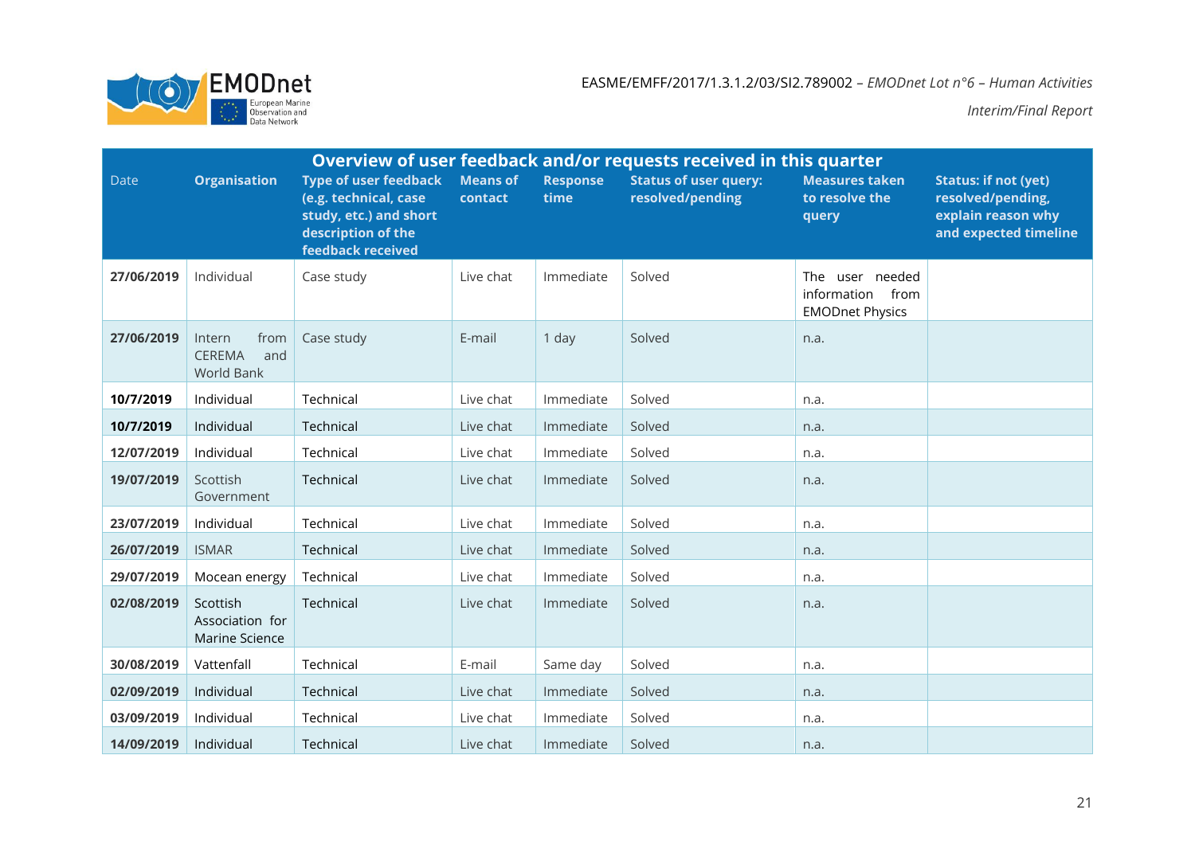| Overview of user feedback and/or requests received in this quarter | | | | | | | |
|---|---|---|---|---|---|---|---|
| Date | Organisation | Type of user feedback (e.g. technical, case study, etc.) and short description of the feedback received | Means of contact | Response time | Status of user query: resolved/pending | Measures taken to resolve the query | Status: if not (yet) resolved/pending, explain reason why and expected timeline |
| **27/06/2019** | Individual | Case study | Live chat | Immediate | Solved | The user needed information from EMODnet Physics | |
| **27/06/2019** | Intern from CEREMA and World Bank | Case study | E-mail | 1 day | Solved | n.a. | |
| **10/7/2019** | Individual | Technical | Live chat | Immediate | Solved | n.a. | |
| **10/7/2019** | Individual | Technical | Live chat | Immediate | Solved | n.a. | |
| **12/07/2019** | Individual | Technical | Live chat | Immediate | Solved | n.a. | |
| **19/07/2019** | Scottish Government | Technical | Live chat | Immediate | Solved | n.a. | |
| **23/07/2019** | Individual | Technical | Live chat | Immediate | Solved | n.a. | |
| **26/07/2019** | ISMAR | Technical | Live chat | Immediate | Solved | n.a. | |
| **29/07/2019** | Mocean energy | Technical | Live chat | Immediate | Solved | n.a. | |
| **02/08/2019** | Scottish Association for Marine Science | Technical | Live chat | Immediate | Solved | n.a. | |
| **30/08/2019** | Vattenfall | Technical | E-mail | Same day | Solved | n.a. | |
| **02/09/2019** | Individual | Technical | Live chat | Immediate | Solved | n.a. | |
| **03/09/2019** | Individual | Technical | Live chat | Immediate | Solved | n.a. | |
| **14/09/2019** | Individual | Technical | Live chat | Immediate | Solved | n.a. | |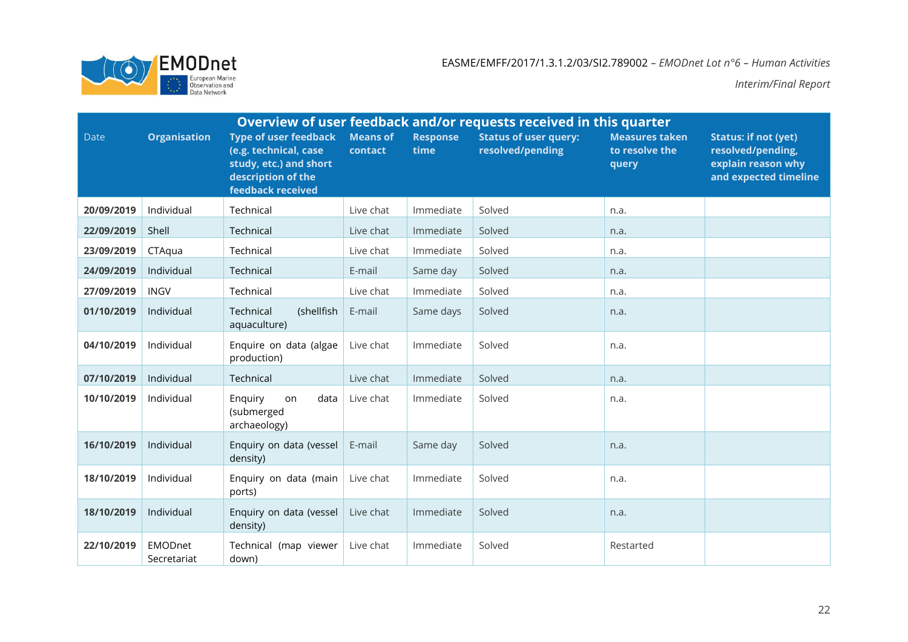| Overview of user feedback and/or requests received in this quarter | | | | | | | |
|---|---|---|---|---|---|---|---|
| Date | Organisation | Type of user feedback (e.g. technical, case study, etc.) and short description of the feedback received | Means of contact | Response time | Status of user query: resolved/pending | Measures taken to resolve the query | Status: if not (yet) resolved/pending, explain reason why and expected timeline |
| **20/09/2019** | Individual | Technical | Live chat | Immediate | Solved | n.a. | |
| **22/09/2019** | Shell | Technical | Live chat | Immediate | Solved | n.a. | |
| **23/09/2019** | CTAqua | Technical | Live chat | Immediate | Solved | n.a. | |
| **24/09/2019** | Individual | Technical | E-mail | Same day | Solved | n.a. | |
| **27/09/2019** | INGV | Technical | Live chat | Immediate | Solved | n.a. | |
| **01/10/2019** | Individual | Technical (shellfish aquaculture) | E-mail | Same days | Solved | n.a. | |
| **04/10/2019** | Individual | Enquire on data (algae production) | Live chat | Immediate | Solved | n.a. | |
| **07/10/2019** | Individual | Technical | Live chat | Immediate | Solved | n.a. | |
| **10/10/2019** | Individual | Enquiry on data (submerged archaeology) | Live chat | Immediate | Solved | n.a. | |
| **16/10/2019** | Individual | Enquiry on data (vessel density) | E-mail | Same day | Solved | n.a. | |
| **18/10/2019** | Individual | Enquiry on data (main ports) | Live chat | Immediate | Solved | n.a. | |
| **18/10/2019** | Individual | Enquiry on data (vessel density) | Live chat | Immediate | Solved | n.a. | |
| **22/10/2019** | EMODnet Secretariat | Technical (map viewer down) | Live chat | Immediate | Solved | Restarted | |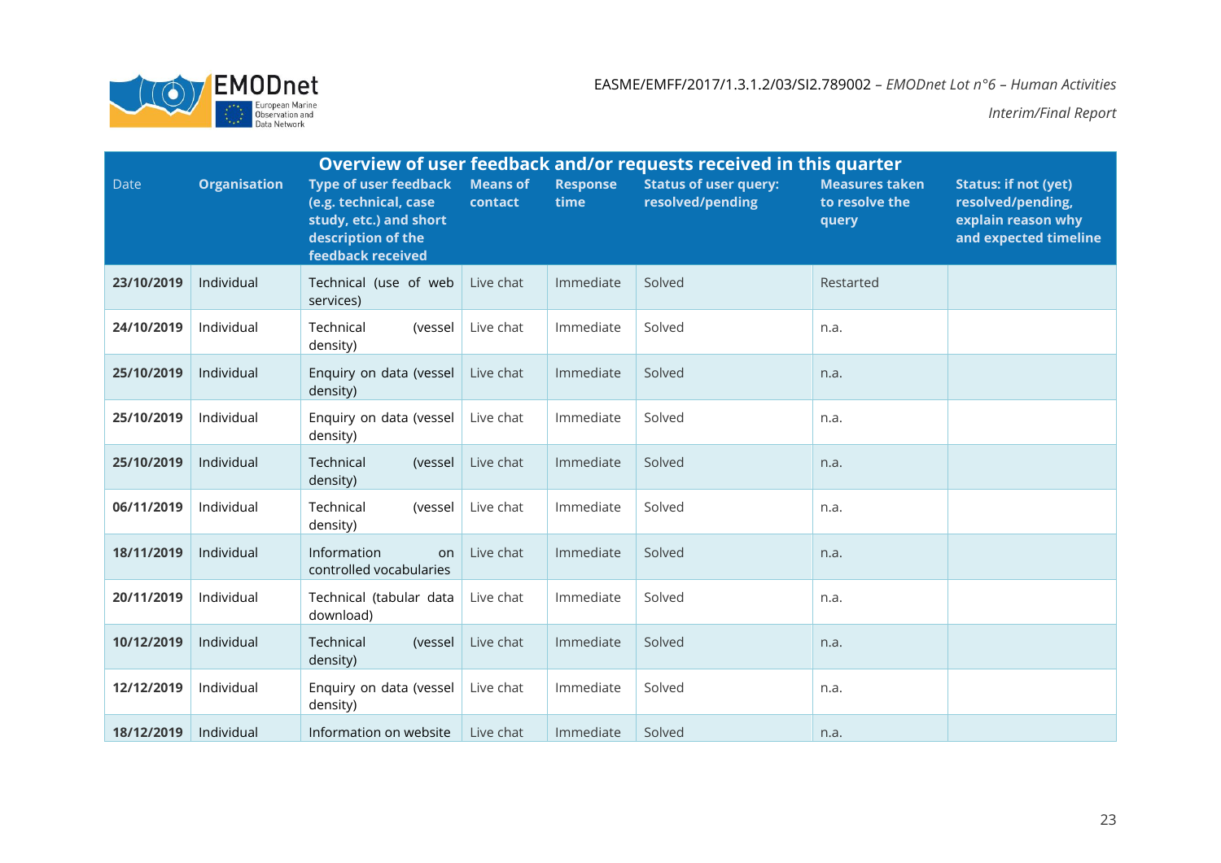| Overview of user feedback and/or requests received in this quarter | | | | | | | |
|---|---|---|---|---|---|---|---|
| Date | Organisation | Type of user feedback (e.g. technical, case study, etc.) and short description of the feedback received | Means of contact | Response time | Status of user query: resolved/pending | Measures taken to resolve the query | Status: if not (yet) resolved/pending, explain reason why and expected timeline |
| **23/10/2019** | Individual | Technical (use of web services) | Live chat | Immediate | Solved | Restarted | |
| **24/10/2019** | Individual | Technical (vessel density) | Live chat | Immediate | Solved | n.a. | |
| **25/10/2019** | Individual | Enquiry on data (vessel density) | Live chat | Immediate | Solved | n.a. | |
| **25/10/2019** | Individual | Enquiry on data (vessel density) | Live chat | Immediate | Solved | n.a. | |
| **25/10/2019** | Individual | Technical (vessel density) | Live chat | Immediate | Solved | n.a. | |
| **06/11/2019** | Individual | Technical (vessel density) | Live chat | Immediate | Solved | n.a. | |
| **18/11/2019** | Individual | Information on controlled vocabularies | Live chat | Immediate | Solved | n.a. | |
| **20/11/2019** | Individual | Technical (tabular data download) | Live chat | Immediate | Solved | n.a. | |
| **10/12/2019** | Individual | Technical (vessel density) | Live chat | Immediate | Solved | n.a. | |
| **12/12/2019** | Individual | Enquiry on data (vessel density) | Live chat | Immediate | Solved | n.a. | |
| **18/12/2019** | Individual | Information on website | Live chat | Immediate | Solved | n.a. | |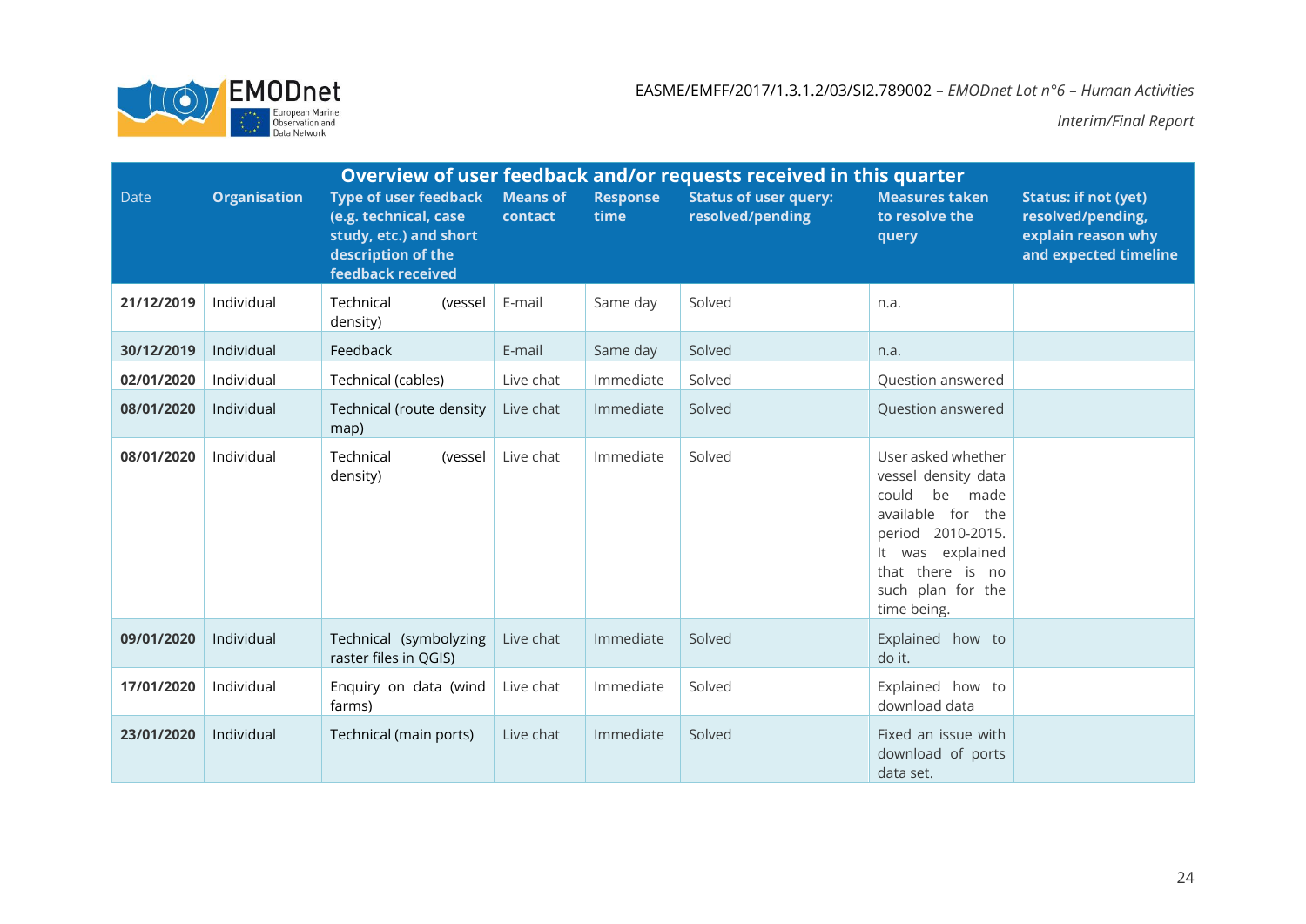| Overview of user feedback and/or requests received in this quarter | | | | | | | |
|---|---|---|---|---|---|---|---|
| Date | Organisation | Type of user feedback (e.g. technical, case study, etc.) and short description of the feedback received | Means of contact | Response time | Status of user query: resolved/pending | Measures taken to resolve the query | Status: if not (yet) resolved/pending, explain reason why and expected timeline |
| **21/12/2019** | Individual | Technical (vessel density) | E-mail | Same day | Solved | n.a. | |
| **30/12/2019** | Individual | Feedback | E-mail | Same day | Solved | n.a. | |
| **02/01/2020** | Individual | Technical (cables) | Live chat | Immediate | Solved | Question answered | |
| **08/01/2020** | Individual | Technical (route density map) | Live chat | Immediate | Solved | Question answered | |
| **08/01/2020** | Individual | Technical (vessel density) | Live chat | Immediate | Solved | User asked whether vessel density data could be made available for the period 2010-2015. It was explained that there is no such plan for the time being. | |
| **09/01/2020** | Individual | Technical (symbolyzing raster files in QGIS) | Live chat | Immediate | Solved | Explained how to do it. | |
| **17/01/2020** | Individual | Enquiry on data (wind farms) | Live chat | Immediate | Solved | Explained how to download data | |
| **23/01/2020** | Individual | Technical (main ports) | Live chat | Immediate | Solved | Fixed an issue with download of ports data set. | |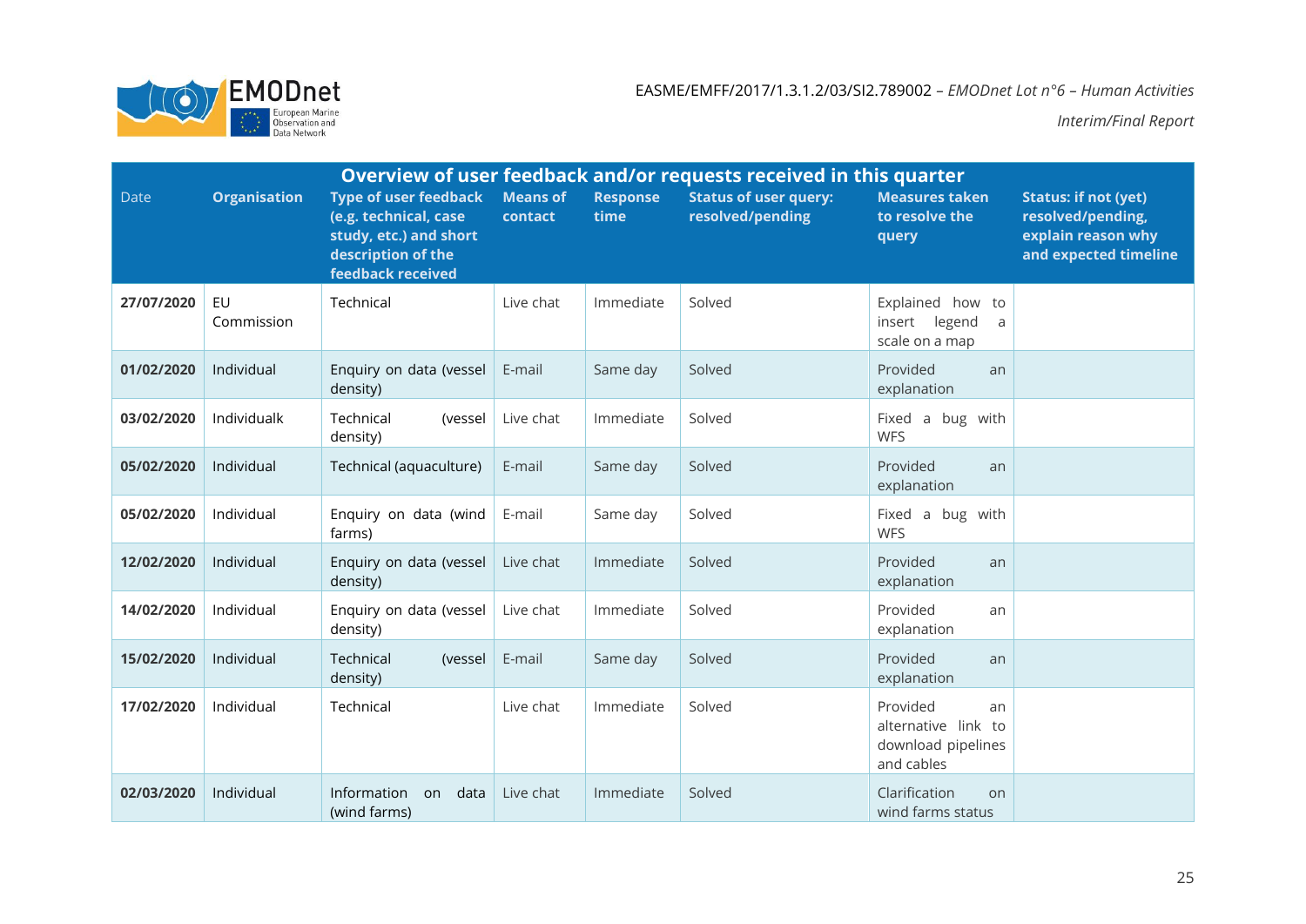| Overview of user feedback and/or requests received in this quarter | | | | | | | |
|---|---|---|---|---|---|---|---|
| Date | Organisation | Type of user feedback (e.g. technical, case study, etc.) and short description of the feedback received | Means of contact | Response time | Status of user query: resolved/pending | Measures taken to resolve the query | Status: if not (yet) resolved/pending, explain reason why and expected timeline |
| **27/07/2020** | EU Commission | Technical | Live chat | Immediate | Solved | Explained how to insert legend a scale on a map | |
| **01/02/2020** | Individual | Enquiry on data (vessel density) | E-mail | Same day | Solved | Provided an explanation | |
| **03/02/2020** | Individualk | Technical (vessel density) | Live chat | Immediate | Solved | Fixed a bug with WFS | |
| **05/02/2020** | Individual | Technical (aquaculture) | E-mail | Same day | Solved | Provided an explanation | |
| **05/02/2020** | Individual | Enquiry on data (wind farms) | E-mail | Same day | Solved | Fixed a bug with WFS | |
| **12/02/2020** | Individual | Enquiry on data (vessel density) | Live chat | Immediate | Solved | Provided an explanation | |
| **14/02/2020** | Individual | Enquiry on data (vessel density) | Live chat | Immediate | Solved | Provided an explanation | |
| **15/02/2020** | Individual | Technical (vessel density) | E-mail | Same day | Solved | Provided an explanation | |
| **17/02/2020** | Individual | Technical | Live chat | Immediate | Solved | Provided an alternative link to download pipelines and cables | |
| **02/03/2020** | Individual | Information on data (wind farms) | Live chat | Immediate | Solved | Clarification on wind farms status | |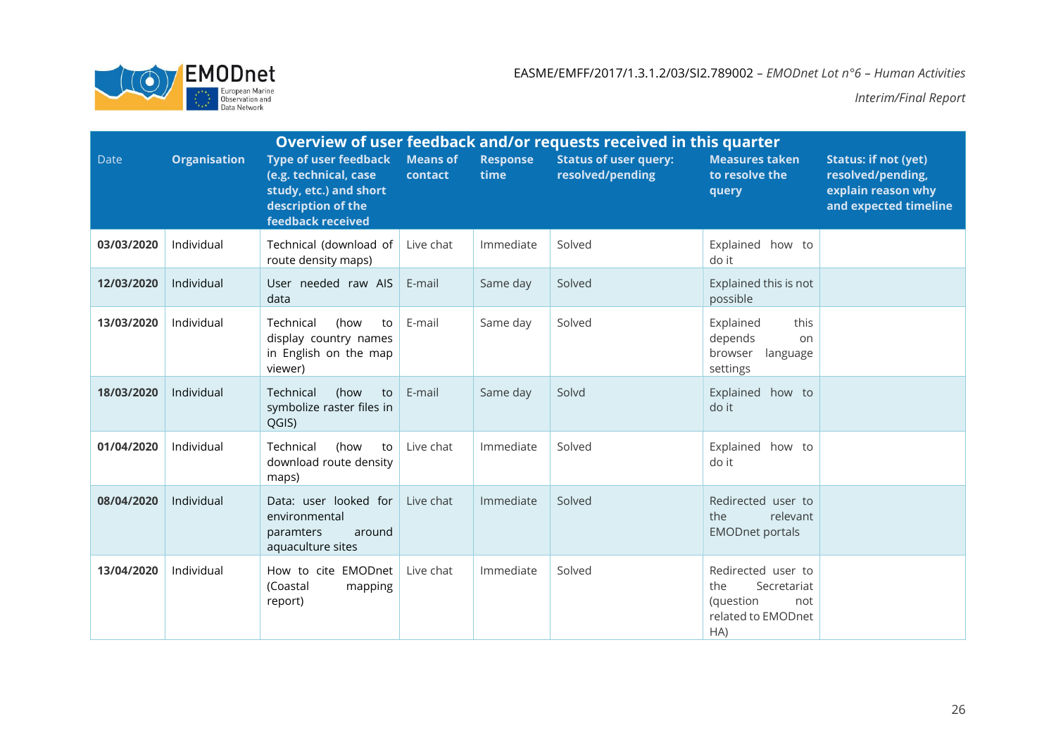| Overview of user feedback and/or requests received in this quarter | | | | | | | |
|---|---|---|---|---|---|---|---|
| Date | Organisation | Type of user feedback (e.g. technical, case study, etc.) and short description of the feedback received | Means of contact | Response time | Status of user query: resolved/pending | Measures taken to resolve the query | Status: if not (yet) resolved/pending, explain reason why and expected timeline |
| **03/03/2020** | Individual | Technical (download of route density maps) | Live chat | Immediate | Solved | Explained how to do it | |
| **12/03/2020** | Individual | User needed raw AIS data | E-mail | Same day | Solved | Explained this is not possible | |
| **13/03/2020** | Individual | Technical (how to display country names in English on the map viewer) | E-mail | Same day | Solved | Explained this depends on browser language settings | |
| **18/03/2020** | Individual | Technical (how to symbolize raster files in QGIS) | E-mail | Same day | Solvd | Explained how to do it | |
| **01/04/2020** | Individual | Technical (how to download route density maps) | Live chat | Immediate | Solved | Explained how to do it | |
| **08/04/2020** | Individual | Data: user looked for environmental paramters around aquaculture sites | Live chat | Immediate | Solved | Redirected user to the relevant EMODnet portals | |
| **13/04/2020** | Individual | How to cite EMODnet (Coastal mapping report) | Live chat | Immediate | Solved | Redirected user to the Secretariat (question not related to EMODnet HA) | |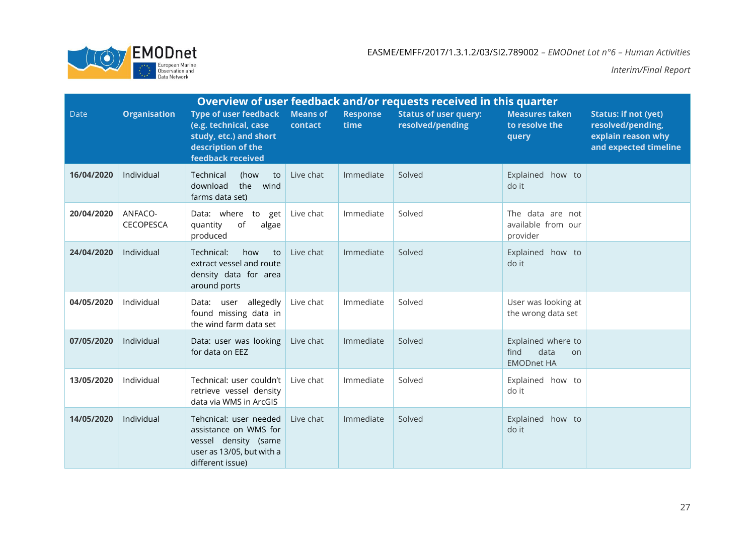| Overview of user feedback and/or requests received in this quarter | | | | | | | |
|---|---|---|---|---|---|---|---|
| Date | Organisation | Type of user feedback (e.g. technical, case study, etc.) and short description of the feedback received | Means of contact | Response time | Status of user query: resolved/pending | Measures taken to resolve the query | Status: if not (yet) resolved/pending, explain reason why and expected timeline |
| **16/04/2020** | Individual | Technical (how to download the wind farms data set) | Live chat | Immediate | Solved | Explained how to do it | |
| **20/04/2020** | ANFACO-CECOPESCA | Data: where to get quantity of algae produced | Live chat | Immediate | Solved | The data are not available from our provider | |
| **24/04/2020** | Individual | Technical: how to extract vessel and route density data for area around ports | Live chat | Immediate | Solved | Explained how to do it | |
| **04/05/2020** | Individual | Data: user allegedly found missing data in the wind farm data set | Live chat | Immediate | Solved | User was looking at the wrong data set | |
| **07/05/2020** | Individual | Data: user was looking for data on EEZ | Live chat | Immediate | Solved | Explained where to find data on EMODnet HA | |
| **13/05/2020** | Individual | Technical: user couldn't retrieve vessel density data via WMS in ArcGIS | Live chat | Immediate | Solved | Explained how to do it | |
| **14/05/2020** | Individual | Tehcnical: user needed assistance on WMS for vessel density (same user as 13/05, but with a different issue) | Live chat | Immediate | Solved | Explained how to do it | |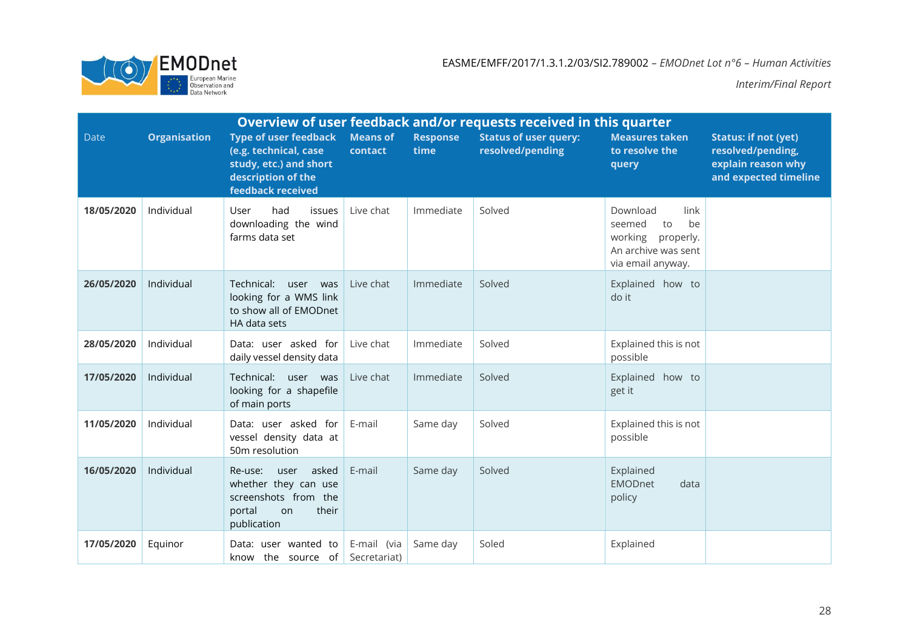| Overview of user feedback and/or requests received in this quarter | | | | | | | |
|---|---|---|---|---|---|---|---|
| Date | Organisation | Type of user feedback (e.g. technical, case study, etc.) and short description of the feedback received | Means of contact | Response time | Status of user query: resolved/pending | Measures taken to resolve the query | Status: if not (yet) resolved/pending, explain reason why and expected timeline |
| **18/05/2020** | Individual | User had issues downloading the wind farms data set | Live chat | Immediate | Solved | Download link seemed to be working properly. An archive was sent via email anyway. | |
| **26/05/2020** | Individual | Technical: user was looking for a WMS link to show all of EMODnet HA data sets | Live chat | Immediate | Solved | Explained how to do it | |
| **28/05/2020** | Individual | Data: user asked for daily vessel density data | Live chat | Immediate | Solved | Explained this is not possible | |
| **17/05/2020** | Individual | Technical: user was looking for a shapefile of main ports | Live chat | Immediate | Solved | Explained how to get it | |
| **11/05/2020** | Individual | Data: user asked for vessel density data at 50m resolution | E-mail | Same day | Solved | Explained this is not possible | |
| **16/05/2020** | Individual | Re-use: user asked whether they can use screenshots from the portal on their publication | E-mail | Same day | Solved | Explained EMODnet data policy | |
| **17/05/2020** | Equinor | Data: user wanted to know the source of | E-mail (via Secretariat) | Same day | Soled | Explained | |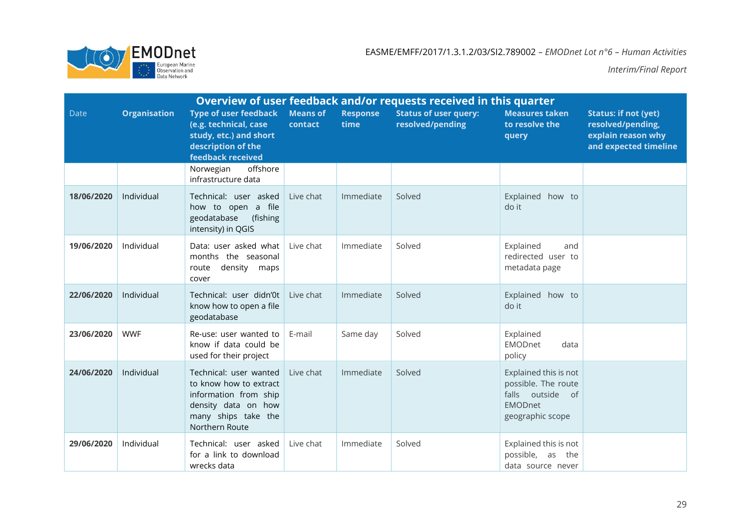| Overview of user feedback and/or requests received in this quarter | | | | | | | |
|---|---|---|---|---|---|---|---|
| Date | Organisation | Type of user feedback (e.g. technical, case study, etc.) and short description of the feedback received | Means of contact | Response time | Status of user query: resolved/pending | Measures taken to resolve the query | Status: if not (yet) resolved/pending, explain reason why and expected timeline |
| | | Norwegian offshore infrastructure data | | | | | |
| 18/06/2020 | Individual | Technical: user asked how to open a file geodatabase (fishing intensity) in QGIS | Live chat | Immediate | Solved | Explained how to do it | |
| 19/06/2020 | Individual | Data: user asked what months the seasonal route density maps cover | Live chat | Immediate | Solved | Explained and redirected user to metadata page | |
| 22/06/2020 | Individual | Technical: user didn'0t know how to open a file geodatabase | Live chat | Immediate | Solved | Explained how to do it | |
| 23/06/2020 | WWF | Re-use: user wanted to know if data could be used for their project | E-mail | Same day | Solved | Explained EMODnet data policy | |
| 24/06/2020 | Individual | Technical: user wanted to know how to extract information from ship density data on how many ships take the Northern Route | Live chat | Immediate | Solved | Explained this is not possible. The route falls outside of EMODnet geographic scope | |
| 29/06/2020 | Individual | Technical: user asked for a link to download wrecks data | Live chat | Immediate | Solved | Explained this is not possible, as the data source never | |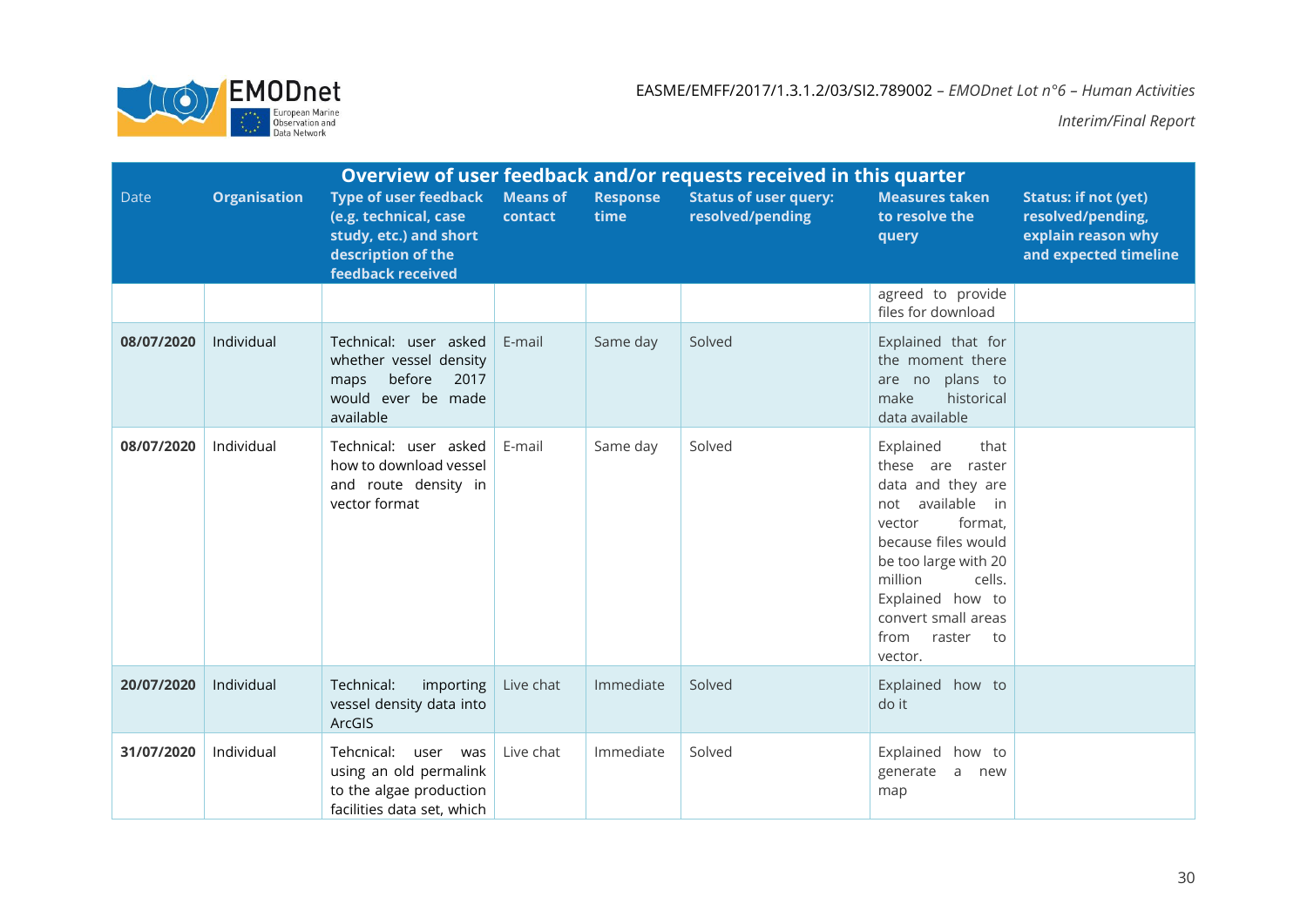| Overview of user feedback and/or requests received in this quarter | | | | | | | |
|---|---|---|---|---|---|---|---|
| Date | Organisation | Type of user feedback (e.g. technical, case study, etc.) and short description of the feedback received | Means of contact | Response time | Status of user query: resolved/pending | Measures taken to resolve the query | Status: if not (yet) resolved/pending, explain reason why and expected timeline |
| | | | | | | agreed to provide files for download | |
| **08/07/2020** | Individual | Technical: user asked whether vessel density maps before 2017 would ever be made available | E-mail | Same day | Solved | Explained that for the moment there are no plans to make historical data available | |
| **08/07/2020** | Individual | Technical: user asked how to download vessel and route density in vector format | E-mail | Same day | Solved | Explained that these are raster data and they are not available in vector format, because files would be too large with 20 million cells. Explained how to convert small areas from raster to vector. | |
| **20/07/2020** | Individual | Technical: importing vessel density data into ArcGIS | Live chat | Immediate | Solved | Explained how to do it | |
| **31/07/2020** | Individual | Tehcnical: user was using an old permalink to the algae production facilities data set, which | Live chat | Immediate | Solved | Explained how to generate a new map | |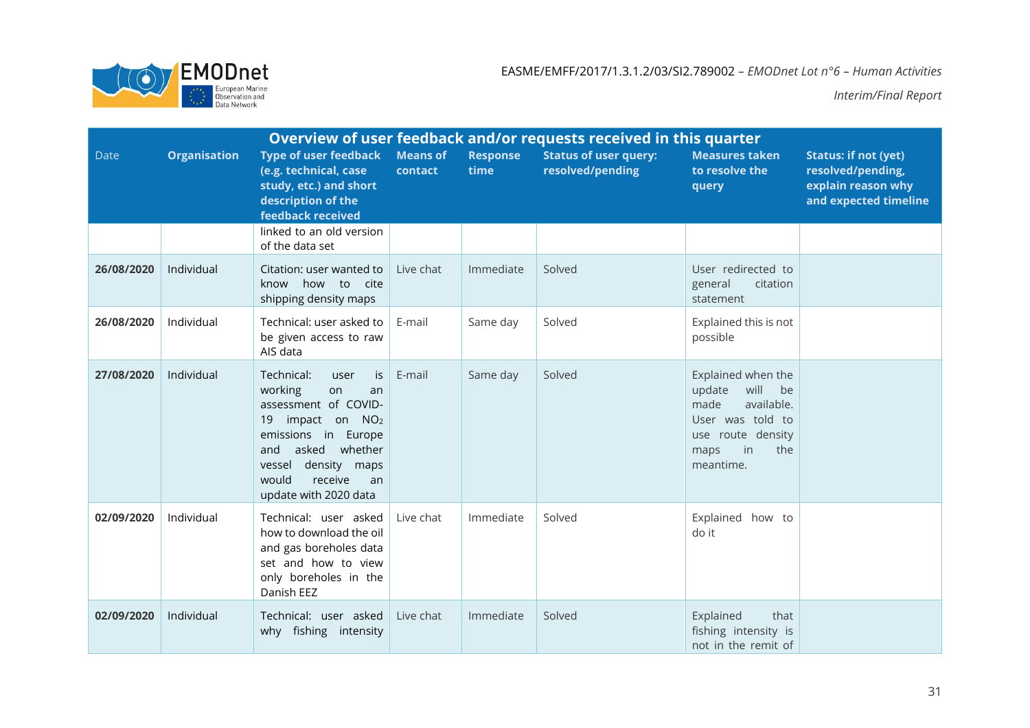| Overview of user feedback and/or requests received in this quarter | | | | | | | |
|---|---|---|---|---|---|---|---|
| Date | Organisation | Type of user feedback (e.g. technical, case study, etc.) and short description of the feedback received | Means of contact | Response time | Status of user query: resolved/pending | Measures taken to resolve the query | Status: if not (yet) resolved/pending, explain reason why and expected timeline |
| | | linked to an old version of the data set | | | | | |
| **26/08/2020** | Individual | Citation: user wanted to know how to cite shipping density maps | Live chat | Immediate | Solved | User redirected to general citation statement | |
| **26/08/2020** | Individual | Technical: user asked to be given access to raw AIS data | E-mail | Same day | Solved | Explained this is not possible | |
| **27/08/2020** | Individual | Technical: user is working on an assessment of COVID-19 impact on $NO_2$ emissions in Europe and asked whether vessel density maps would receive an update with 2020 data | E-mail | Same day | Solved | Explained when the update will be made available. User was told to use route density maps in the meantime. | |
| **02/09/2020** | Individual | Technical: user asked how to download the oil and gas boreholes data set and how to view only boreholes in the Danish EEZ | Live chat | Immediate | Solved | Explained how to do it | |
| **02/09/2020** | Individual | Technical: user asked why fishing intensity | Live chat | Immediate | Solved | Explained that fishing intensity is not in the remit of | |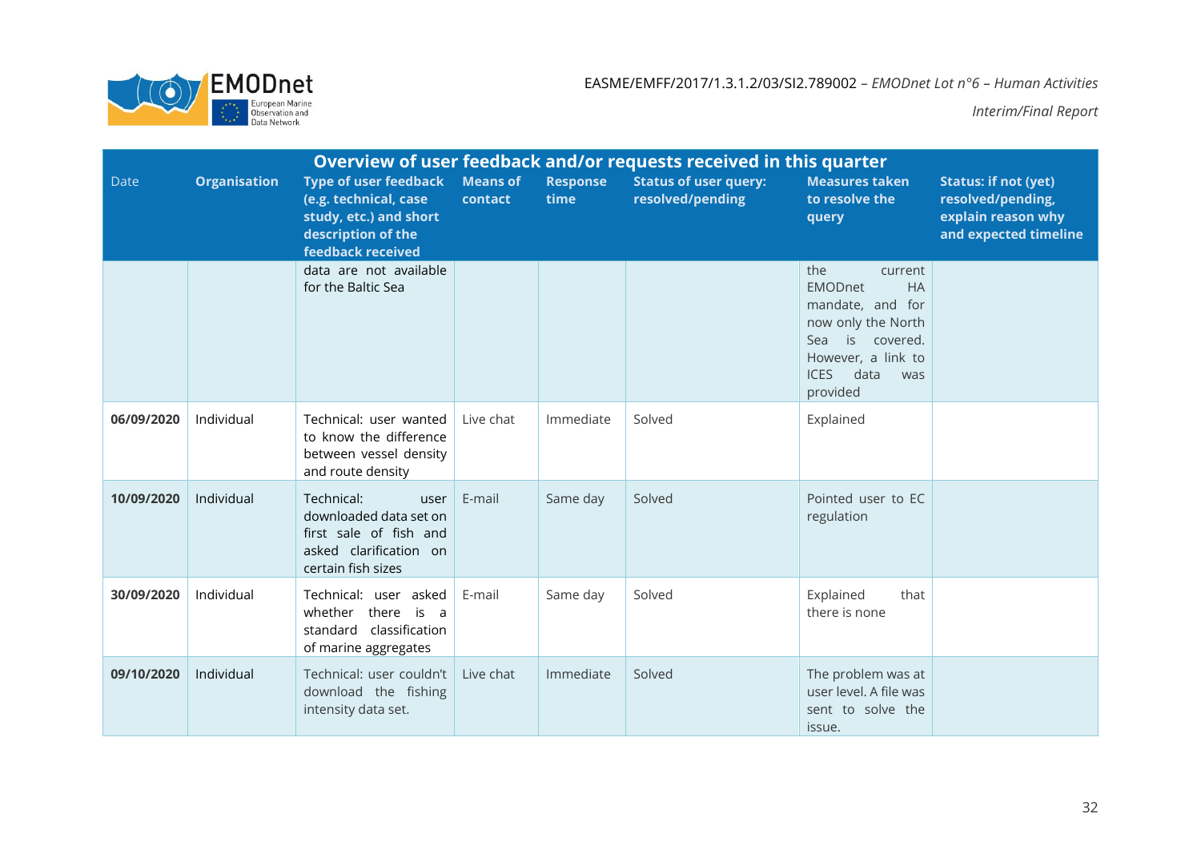| Overview of user feedback and/or requests received in this quarter | | | | | | | |
|---|---|---|---|---|---|---|---|
| Date | Organisation | Type of user feedback (e.g. technical, case study, etc.) and short description of the feedback received | Means of contact | Response time | Status of user query: resolved/pending | Measures taken to resolve the query | Status: if not (yet) resolved/pending, explain reason why and expected timeline |
| | | data are not available for the Baltic Sea | | | | the current EMODnet HA mandate, and for now only the North Sea is covered. However, a link to ICES data was provided | |
| **06/09/2020** | Individual | Technical: user wanted to know the difference between vessel density and route density | Live chat | Immediate | Solved | Explained | |
| **10/09/2020** | Individual | Technical: user downloaded data set on first sale of fish and asked clarification on certain fish sizes | E-mail | Same day | Solved | Pointed user to EC regulation | |
| **30/09/2020** | Individual | Technical: user asked whether there is a standard classification of marine aggregates | E-mail | Same day | Solved | Explained that there is none | |
| **09/10/2020** | Individual | Technical: user couldn't download the fishing intensity data set. | Live chat | Immediate | Solved | The problem was at user level. A file was sent to solve the issue. | |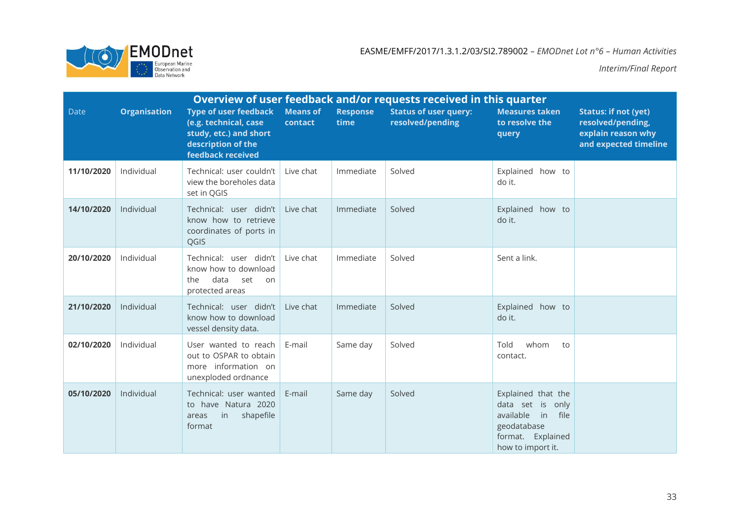| Overview of user feedback and/or requests received in this quarter | | | | | | | |
|---|---|---|---|---|---|---|---|
| Date | Organisation | Type of user feedback (e.g. technical, case study, etc.) and short description of the feedback received | Means of contact | Response time | Status of user query: resolved/pending | Measures taken to resolve the query | Status: if not (yet) resolved/pending, explain reason why and expected timeline |
| **11/10/2020** | Individual | Technical: user couldn't view the boreholes data set in QGIS | Live chat | Immediate | Solved | Explained how to do it. | |
| **14/10/2020** | Individual | Technical: user didn't know how to retrieve coordinates of ports in QGIS | Live chat | Immediate | Solved | Explained how to do it. | |
| **20/10/2020** | Individual | Technical: user didn't know how to download the data set on protected areas | Live chat | Immediate | Solved | Sent a link. | |
| **21/10/2020** | Individual | Technical: user didn't know how to download vessel density data. | Live chat | Immediate | Solved | Explained how to do it. | |
| **02/10/2020** | Individual | User wanted to reach out to OSPAR to obtain more information on unexploded ordnance | E-mail | Same day | Solved | Told whom to contact. | |
| **05/10/2020** | Individual | Technical: user wanted to have Natura 2020 areas in shapefile format | E-mail | Same day | Solved | Explained that the data set is only available in file geodatabase format. Explained how to import it. | |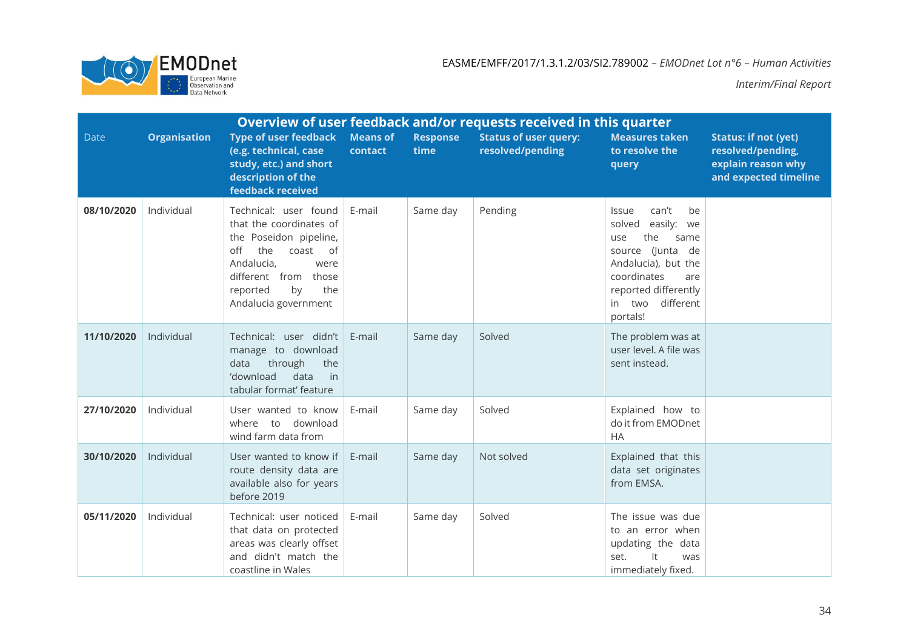| Overview of user feedback and/or requests received in this quarter | | | | | | | |
|---|---|---|---|---|---|---|---|
| Date | Organisation | Type of user feedback (e.g. technical, case study, etc.) and short description of the feedback received | Means of contact | Response time | Status of user query: resolved/pending | Measures taken to resolve the query | Status: if not (yet) resolved/pending, explain reason why and expected timeline |
| **08/10/2020** | Individual | Technical: user found that the coordinates of the Poseidon pipeline, off the coast of Andalucia, were different from those reported by the Andalucia government | E-mail | Same day | Pending | Issue can't be solved easily: we use the same source (Junta de Andalucia), but the coordinates are reported differently in two different portals! | |
| **11/10/2020** | Individual | Technical: user didn't manage to download data through the 'download data in tabular format' feature | E-mail | Same day | Solved | The problem was at user level. A file was sent instead. | |
| **27/10/2020** | Individual | User wanted to know where to download wind farm data from | E-mail | Same day | Solved | Explained how to do it from EMODnet HA | |
| **30/10/2020** | Individual | User wanted to know if route density data are available also for years before 2019 | E-mail | Same day | Not solved | Explained that this data set originates from EMSA. | |
| **05/11/2020** | Individual | Technical: user noticed that data on protected areas was clearly offset and didn't match the coastline in Wales | E-mail | Same day | Solved | The issue was due to an error when updating the data set. It was immediately fixed. | |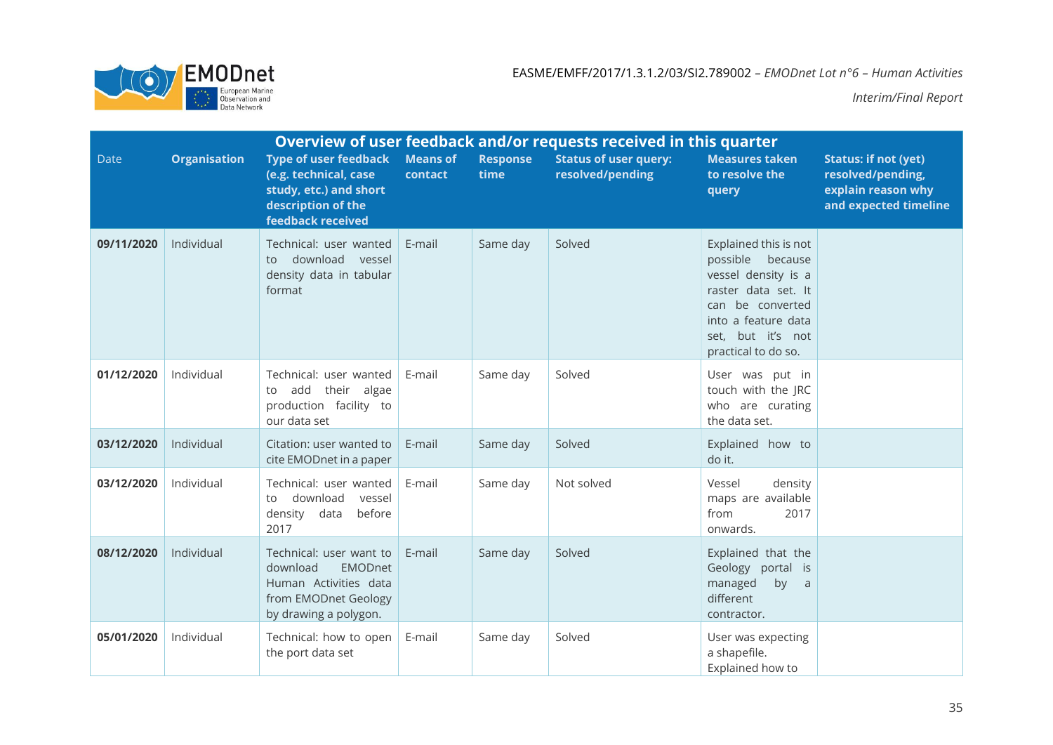| Overview of user feedback and/or requests received in this quarter | | | | | | | |
|---|---|---|---|---|---|---|---|
| Date | Organisation | Type of user feedback (e.g. technical, case study, etc.) and short description of the feedback received | Means of contact | Response time | Status of user query: resolved/pending | Measures taken to resolve the query | Status: if not (yet) resolved/pending, explain reason why and expected timeline |
| **09/11/2020** | Individual | Technical: user wanted to download vessel density data in tabular format | E-mail | Same day | Solved | Explained this is not possible because vessel density is a raster data set. It can be converted into a feature data set, but it's not practical to do so. | |
| **01/12/2020** | Individual | Technical: user wanted to add their algae production facility to our data set | E-mail | Same day | Solved | User was put in touch with the JRC who are curating the data set. | |
| **03/12/2020** | Individual | Citation: user wanted to cite EMODnet in a paper | E-mail | Same day | Solved | Explained how to do it. | |
| **03/12/2020** | Individual | Technical: user wanted to download vessel density data before 2017 | E-mail | Same day | Not solved | Vessel density maps are available from 2017 onwards. | |
| **08/12/2020** | Individual | Technical: user want to download EMODnet Human Activities data from EMODnet Geology by drawing a polygon. | E-mail | Same day | Solved | Explained that the Geology portal is managed by a different contractor. | |
| **05/01/2020** | Individual | Technical: how to open the port data set | E-mail | Same day | Solved | User was expecting a shapefile. Explained how to | |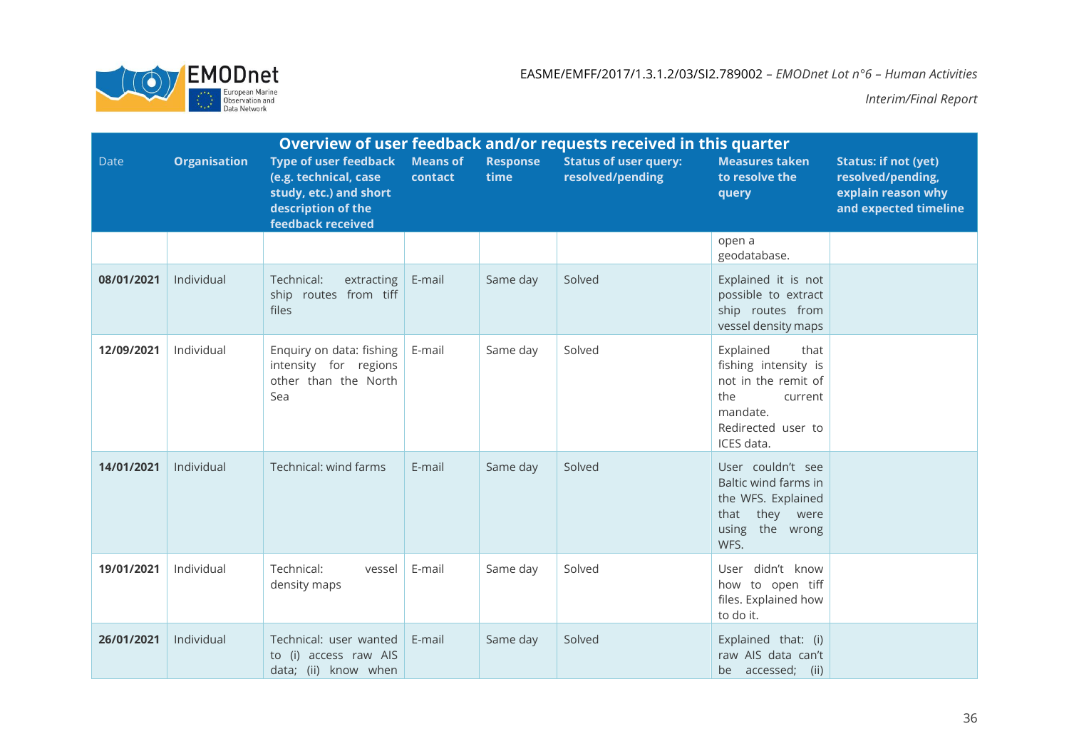| Overview of user feedback and/or requests received in this quarter | | | | | | | |
|---|---|---|---|---|---|---|---|
| Date | Organisation | Type of user feedback (e.g. technical, case study, etc.) and short description of the feedback received | Means of contact | Response time | Status of user query: resolved/pending | Measures taken to resolve the query | Status: if not (yet) resolved/pending, explain reason why and expected timeline |
| | | | | | | open a geodatabase. | |
| **08/01/2021** | Individual | Technical: extracting ship routes from tiff files | E-mail | Same day | Solved | Explained it is not possible to extract ship routes from vessel density maps | |
| **12/09/2021** | Individual | Enquiry on data: fishing intensity for regions other than the North Sea | E-mail | Same day | Solved | Explained that fishing intensity is not in the remit of the current mandate. Redirected user to ICES data. | |
| **14/01/2021** | Individual | Technical: wind farms | E-mail | Same day | Solved | User couldn't see Baltic wind farms in the WFS. Explained that they were using the wrong WFS. | |
| **19/01/2021** | Individual | Technical: vessel density maps | E-mail | Same day | Solved | User didn't know how to open tiff files. Explained how to do it. | |
| **26/01/2021** | Individual | Technical: user wanted to (i) access raw AIS data; (ii) know when | E-mail | Same day | Solved | Explained that: (i) raw AIS data can't be accessed; (ii) | |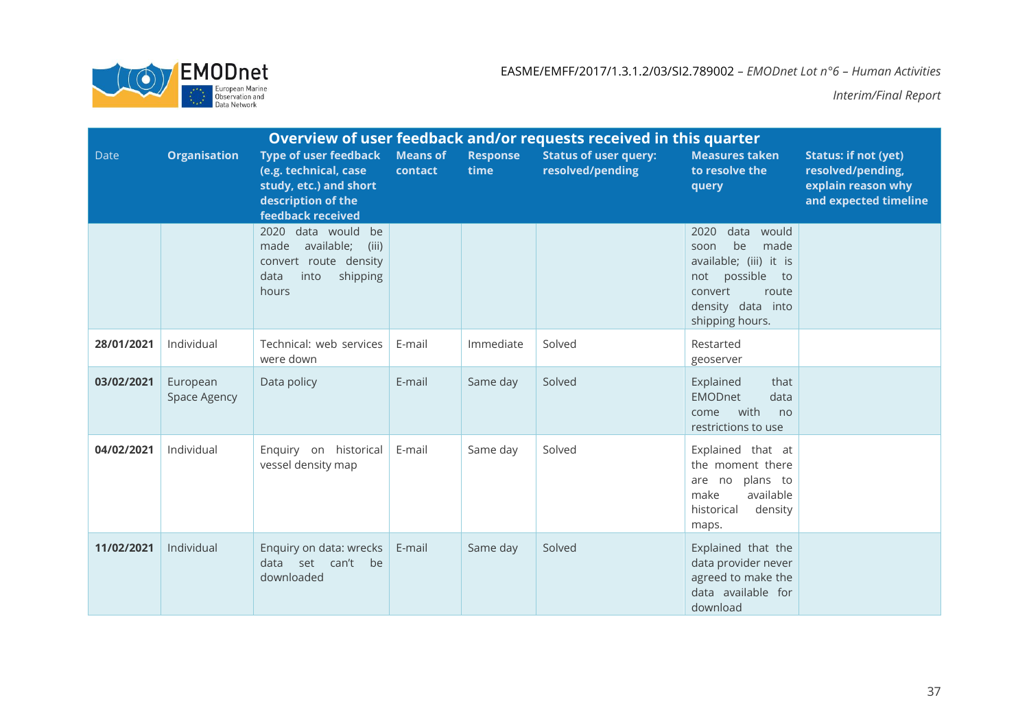| Overview of user feedback and/or requests received in this quarter | | | | | | | |
|---|---|---|---|---|---|---|---|
| Date | Organisation | Type of user feedback (e.g. technical, case study, etc.) and short description of the feedback received | Means of contact | Response time | Status of user query: resolved/pending | Measures taken to resolve the query | Status: if not (yet) resolved/pending, explain reason why and expected timeline |
| | | 2020 data would be made available; (iii) convert route density data into shipping hours | | | | 2020 data would soon be made available; (iii) it is not possible to convert route density data into shipping hours. | |
| **28/01/2021** | Individual | Technical: web services were down | E-mail | Immediate | Solved | Restarted geoserver | |
| **03/02/2021** | European Space Agency | Data policy | E-mail | Same day | Solved | Explained that EMODnet data come with no restrictions to use | |
| **04/02/2021** | Individual | Enquiry on historical vessel density map | E-mail | Same day | Solved | Explained that at the moment there are no plans to make available historical density maps. | |
| **11/02/2021** | Individual | Enquiry on data: wrecks data set can't be downloaded | E-mail | Same day | Solved | Explained that the data provider never agreed to make the data available for download | |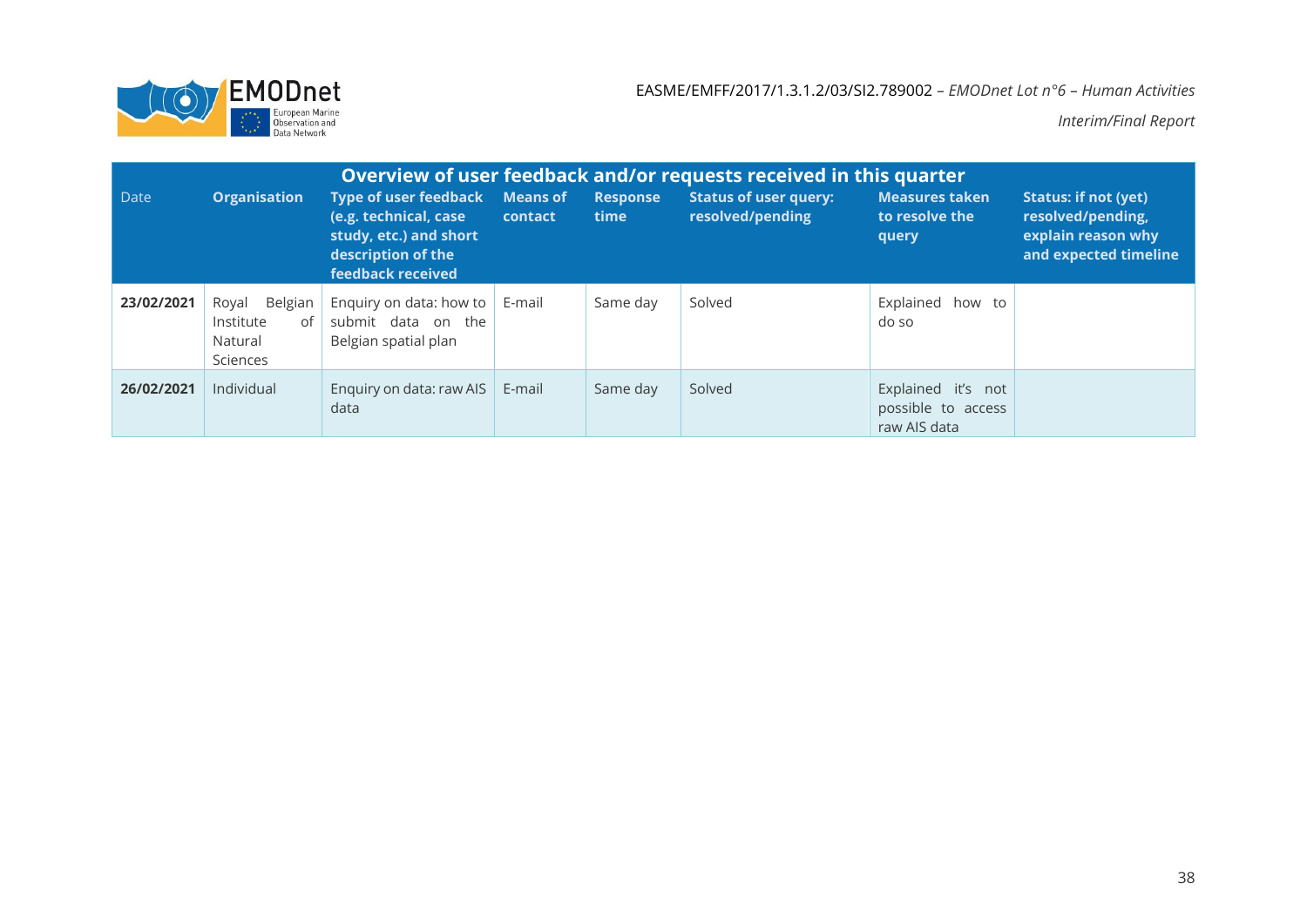| Overview of user feedback and/or requests received in this quarter | | | | | | | |
|---|---|---|---|---|---|---|---|
| Date | **Organisation** | **Type of user feedback (e.g. technical, case study, etc.) and short description of the feedback received** | **Means of contact** | **Response time** | **Status of user query: resolved/pending** | **Measures taken to resolve the query** | **Status: if not (yet) resolved/pending, explain reason why and expected timeline** |
| **23/02/2021** | Royal Belgian Institute of Natural Sciences | Enquiry on data: how to submit data on the Belgian spatial plan | E-mail | Same day | Solved | Explained how to do so | |
| **26/02/2021** | Individual | Enquiry on data: raw AIS data | E-mail | Same day | Solved | Explained it's not possible to access raw AIS data | |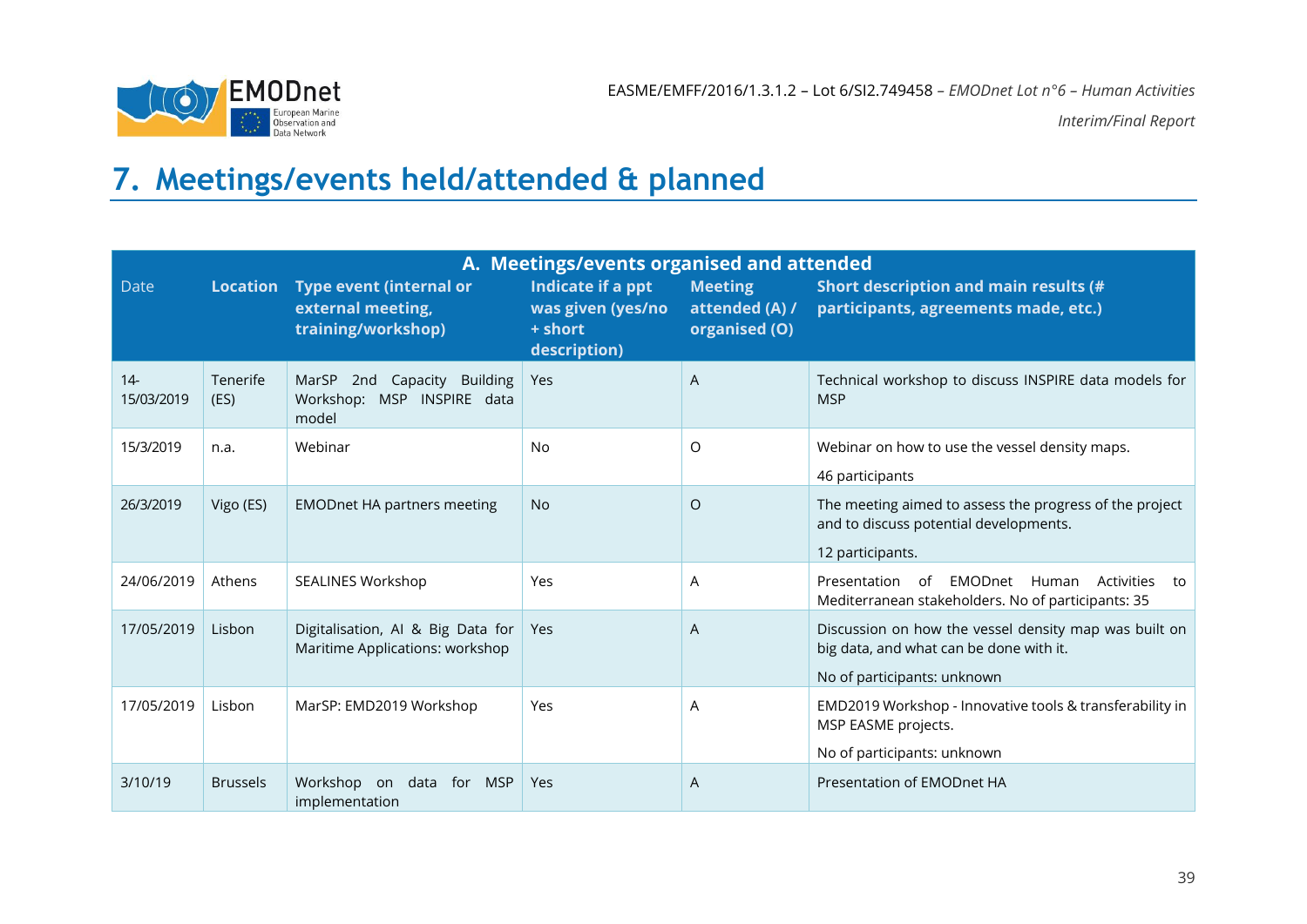# 7. Meetings/events held/attended & planned

| A. Meetings/events organised and attended | | | | | |
|---|---|---|---|---|---|
| Date | Location | Type event (internal or external meeting, training/workshop) | Indicate if a ppt was given (yes/no + short description) | Meeting attended (A) / organised (O) | Short description and main results (# participants, agreements made, etc.) |
| 14-15/03/2019 | Tenerife (ES) | MarSP 2nd Capacity Building Workshop: MSP INSPIRE data model | Yes | A | Technical workshop to discuss INSPIRE data models for MSP |
| 15/3/2019 | n.a. | Webinar | No | O | Webinar on how to use the vessel density maps.<br>46 participants |
| 26/3/2019 | Vigo (ES) | EMODnet HA partners meeting | No | O | The meeting aimed to assess the progress of the project and to discuss potential developments.<br>12 participants. |
| 24/06/2019 | Athens | SEALINES Workshop | Yes | A | Presentation of EMODnet Human Activities to Mediterranean stakeholders. No of participants: 35 |
| 17/05/2019 | Lisbon | Digitalisation, AI & Big Data for Maritime Applications: workshop | Yes | A | Discussion on how the vessel density map was built on big data, and what can be done with it.<br>No of participants: unknown |
| 17/05/2019 | Lisbon | MarSP: EMD2019 Workshop | Yes | A | EMD2019 Workshop - Innovative tools & transferability in MSP EASME projects.<br>No of participants: unknown |
| 3/10/19 | Brussels | Workshop on data for MSP implementation | Yes | A | Presentation of EMODnet HA |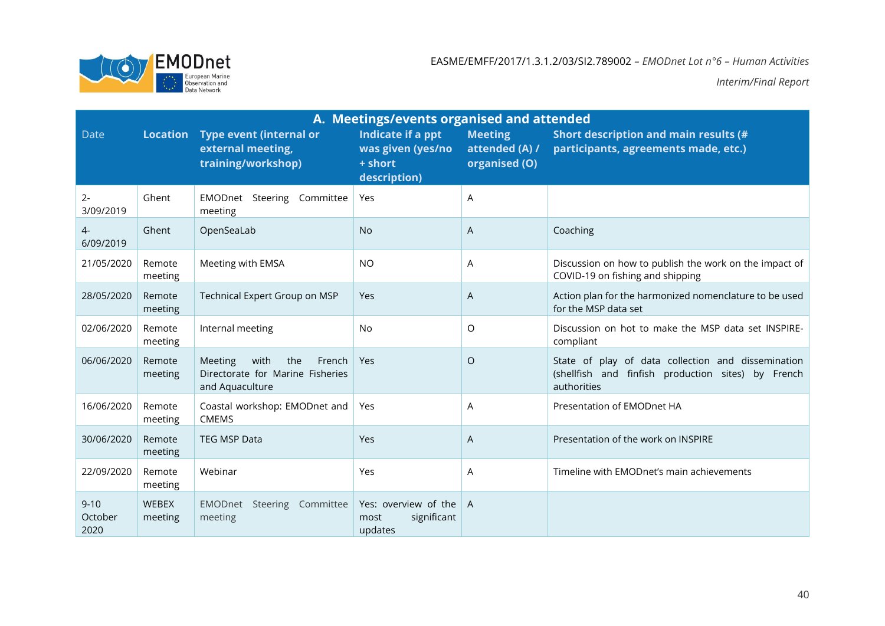| A. Meetings/events organised and attended | | | | | |
|---|---|---|---|---|---|
| Date | Location | Type event (internal or external meeting, training/workshop) | Indicate if a ppt was given (yes/no + short description) | Meeting attended (A) / organised (O) | Short description and main results (# participants, agreements made, etc.) |
| 2-3/09/2019 | Ghent | EMODnet Steering Committee meeting | Yes | A | |
| 4-6/09/2019 | Ghent | OpenSeaLab | No | A | Coaching |
| 21/05/2020 | Remote meeting | Meeting with EMSA | NO | A | Discussion on how to publish the work on the impact of COVID-19 on fishing and shipping |
| 28/05/2020 | Remote meeting | Technical Expert Group on MSP | Yes | A | Action plan for the harmonized nomenclature to be used for the MSP data set |
| 02/06/2020 | Remote meeting | Internal meeting | No | O | Discussion on hot to make the MSP data set INSPIRE-compliant |
| 06/06/2020 | Remote meeting | Meeting with the French Directorate for Marine Fisheries and Aquaculture | Yes | O | State of play of data collection and dissemination (shellfish and finfish production sites) by French authorities |
| 16/06/2020 | Remote meeting | Coastal workshop: EMODnet and CMEMS | Yes | A | Presentation of EMODnet HA |
| 30/06/2020 | Remote meeting | TEG MSP Data | Yes | A | Presentation of the work on INSPIRE |
| 22/09/2020 | Remote meeting | Webinar | Yes | A | Timeline with EMODnet's main achievements |
| 9-10 October 2020 | WEBEX meeting | EMODnet Steering Committee meeting | Yes: overview of the most significant updates | A | |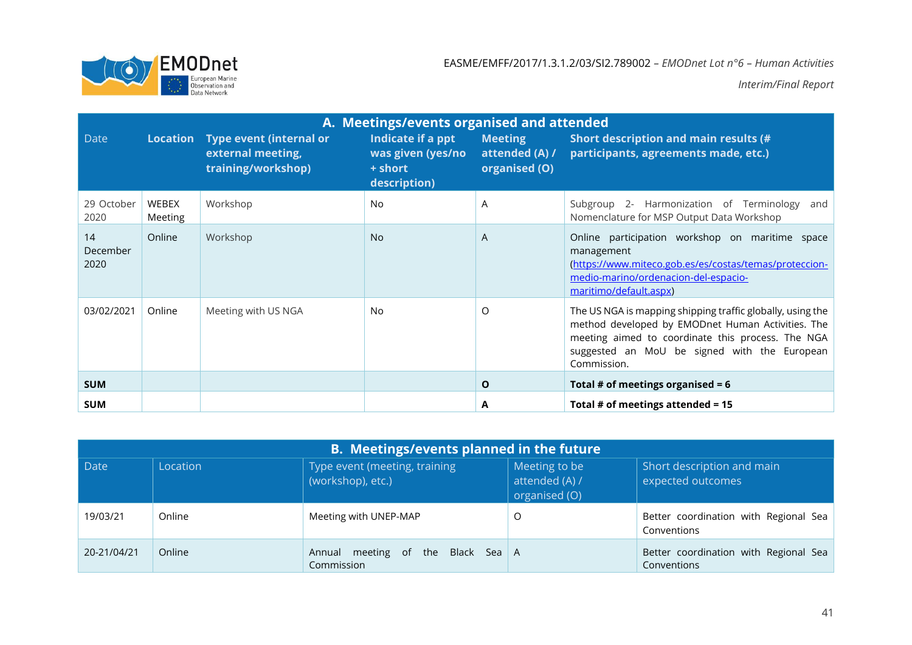| A. Meetings/events organised and attended | | | | | |
|---|---|---|---|---|---|
| Date | Location | Type event (internal or external meeting, training/workshop) | Indicate if a ppt was given (yes/no + short description) | Meeting attended (A) / organised (O) | Short description and main results (# participants, agreements made, etc.) |
| 29 October 2020 | WEBEX Meeting | Workshop | No | A | Subgroup 2- Harmonization of Terminology and Nomenclature for MSP Output Data Workshop |
| 14 December 2020 | Online | Workshop | No | A | Online participation workshop on maritime space management (https://www.miteco.gob.es/es/costas/temas/proteccion-medio-marino/ordenacion-del-espacio-maritimo/default.aspx) |
| 03/02/2021 | Online | Meeting with US NGA | No | O | The US NGA is mapping shipping traffic globally, using the method developed by EMODnet Human Activities. The meeting aimed to coordinate this process. The NGA suggested an MoU be signed with the European Commission. |
| **SUM** | | | | **O** | **Total # of meetings organised = 6** |
| **SUM** | | | | **A** | **Total # of meetings attended = 15** |

| B. Meetings/events planned in the future | | | | |
|---|---|---|---|---|
| Date | Location | Type event (meeting, training (workshop), etc.) | Meeting to be attended (A) / organised (O) | Short description and main expected outcomes |
| 19/03/21 | Online | Meeting with UNEP-MAP | O | Better coordination with Regional Sea Conventions |
| 20-21/04/21 | Online | Annual meeting of the Black Sea Commission | A | Better coordination with Regional Sea Conventions |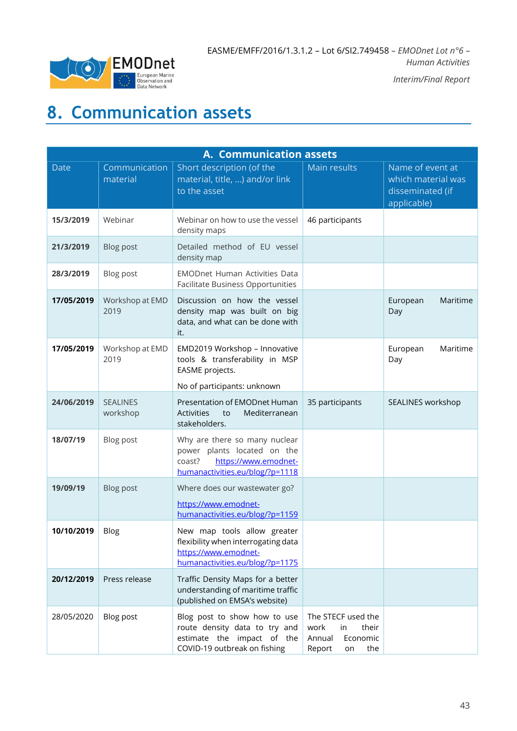# 8. Communication assets

| A. Communication assets | | | | |
|---|---|---|---|---|
| Date | Communication material | Short description (of the material, title, ...) and/or link to the asset | Main results | Name of event at which material was disseminated (if applicable) |
| **15/3/2019** | Webinar | Webinar on how to use the vessel density maps | 46 participants | |
| **21/3/2019** | Blog post | Detailed method of EU vessel density map | | |
| **28/3/2019** | Blog post | EMODnet Human Activities Data Facilitate Business Opportunities | | |
| **17/05/2019** | Workshop at EMD 2019 | Discussion on how the vessel density map was built on big data, and what can be done with it. | | European Maritime Day |
| **17/05/2019** | Workshop at EMD 2019 | EMD2019 Workshop – Innovative tools & transferability in MSP EASME projects.<br><br>No of participants: unknown | | European Maritime Day |
| **24/06/2019** | SEALINES workshop | Presentation of EMODnet Human Activities to Mediterranean stakeholders. | 35 participants | SEALINES workshop |
| **18/07/19** | Blog post | Why are there so many nuclear power plants located on the coast? https://www.emodnet-humanactivities.eu/blog/?p=1118 | | |
| **19/09/19** | Blog post | Where does our wastewater go?<br><br>https://www.emodnet-humanactivities.eu/blog/?p=1159 | | |
| **10/10/2019** | Blog | New map tools allow greater flexibility when interrogating data https://www.emodnet-humanactivities.eu/blog/?p=1175 | | |
| **20/12/2019** | Press release | Traffic Density Maps for a better understanding of maritime traffic (published on EMSA's website) | | |
| 28/05/2020 | Blog post | Blog post to show how to use route density data to try and estimate the impact of the COVID-19 outbreak on fishing | The STECF used the work in their Annual Economic Report on the | |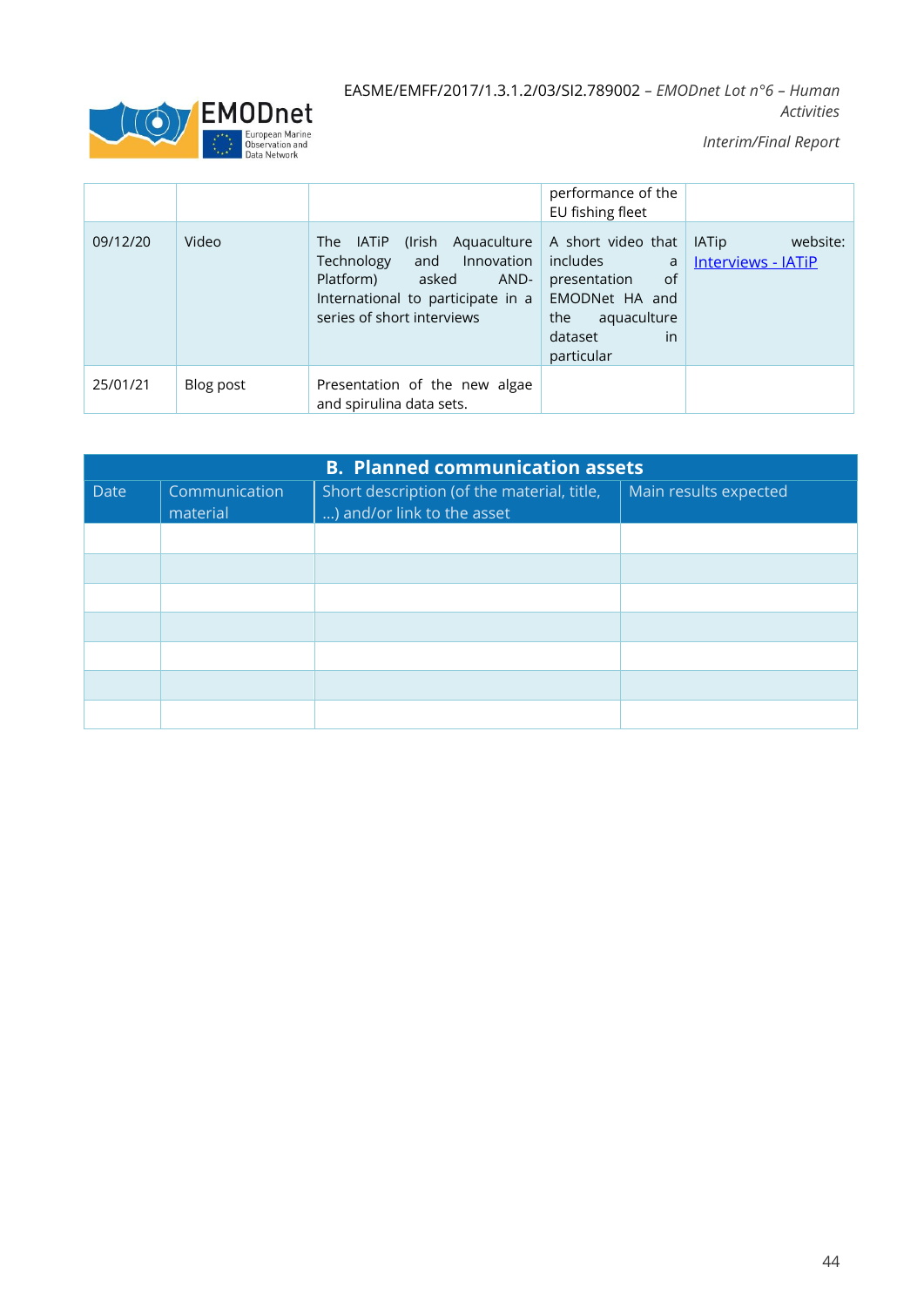| | | | performance of the EU fishing fleet | |
|---|---|---|---|---|
| 09/12/20 | Video | The IATiP (Irish Aquaculture Technology and Innovation Platform) asked AND-International to participate in a series of short interviews | A short video that includes a presentation of EMODNet HA and the aquaculture dataset in particular | IATip website: [Interviews - IATiP]() |
| 25/01/21 | Blog post | Presentation of the new algae and spirulina data sets. | | |

| **B. Planned communication assets** | | | |
|---|---|---|---|
| Date | Communication material | Short description (of the material, title, ...) and/or link to the asset | Main results expected |
| | | | |
| | | | |
| | | | |
| | | | |
| | | | |
| | | | |
| | | | |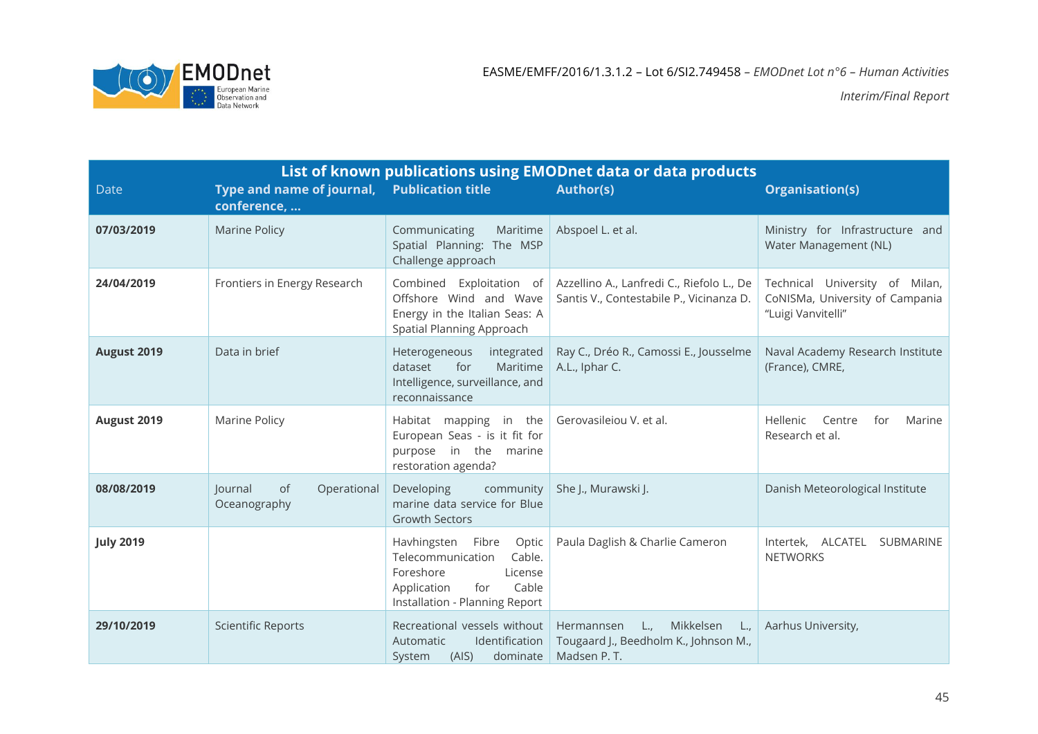| List of known publications using EMODnet data or data products | | | | |
|---|---|---|---|---|
| Date | Type and name of journal, conference, … | Publication title | Author(s) | Organisation(s) |
| **07/03/2019** | Marine Policy | Communicating Maritime Spatial Planning: The MSP Challenge approach | Abspoel L. et al. | Ministry for Infrastructure and Water Management (NL) |
| **24/04/2019** | Frontiers in Energy Research | Combined Exploitation of Offshore Wind and Wave Energy in the Italian Seas: A Spatial Planning Approach | Azzellino A., Lanfredi C., Riefolo L., De Santis V., Contestabile P., Vicinanza D. | Technical University of Milan, CoNISMa, University of Campania "Luigi Vanvitelli" |
| **August 2019** | Data in brief | Heterogeneous integrated dataset for Maritime Intelligence, surveillance, and reconnaissance | Ray C., Dréo R., Camossi E., Jousselme A.L., Iphar C. | Naval Academy Research Institute (France), CMRE, |
| **August 2019** | Marine Policy | Habitat mapping in the European Seas - is it fit for purpose in the marine restoration agenda? | Gerovasileiou V. et al. | Hellenic Centre for Marine Research et al. |
| **08/08/2019** | Journal of Operational Oceanography | Developing community marine data service for Blue Growth Sectors | She J., Murawski J. | Danish Meteorological Institute |
| **July 2019** | | Havhingsten Fibre Optic Telecommunication Cable. Foreshore License Application for Cable Installation - Planning Report | Paula Daglish & Charlie Cameron | Intertek, ALCATEL SUBMARINE NETWORKS |
| **29/10/2019** | Scientific Reports | Recreational vessels without Automatic Identification System (AIS) dominate | Hermannsen L., Mikkelsen L., Tougaard J., Beedholm K., Johnson M., Madsen P. T. | Aarhus University, |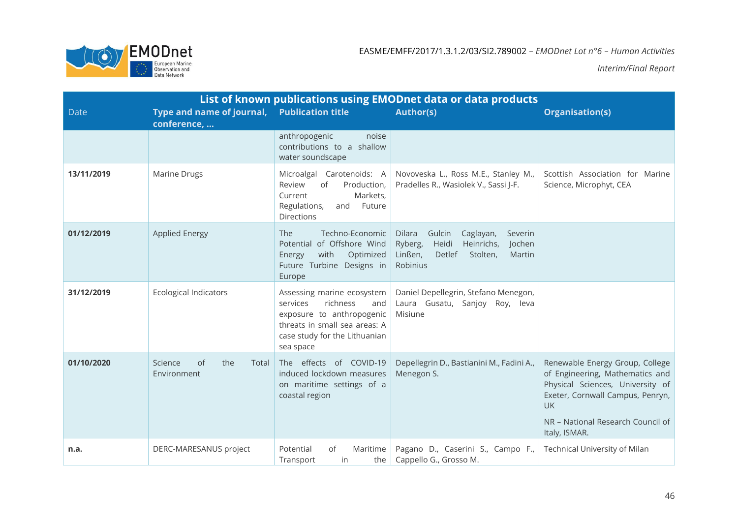| List of known publications using EMODnet data or data products | | | | |
|---|---|---|---|---|
| Date | Type and name of journal, conference, … | Publication title | Author(s) | Organisation(s) |
| | | anthropogenic noise contributions to a shallow water soundscape | | |
| **13/11/2019** | Marine Drugs | Microalgal Carotenoids: A Review of Production, Current Markets, Regulations, and Future Directions | Novoveska L., Ross M.E., Stanley M., Pradelles R., Wasiolek V., Sassi J-F. | Scottish Association for Marine Science, Microphyt, CEA |
| **01/12/2019** | Applied Energy | The Techno-Economic Potential of Offshore Wind Energy with Optimized Future Turbine Designs in Europe | Dilara Gulcin Caglayan, Severin Ryberg, Heidi Heinrichs, Jochen Linßen, Detlef Stolten, Martin Robinius | |
| **31/12/2019** | Ecological Indicators | Assessing marine ecosystem services richness and exposure to anthropogenic threats in small sea areas: A case study for the Lithuanian sea space | Daniel Depellegrin, Stefano Menegon, Laura Gusatu, Sanjoy Roy, Ieva Misiune | |
| **01/10/2020** | Science of the Total Environment | The effects of COVID-19 induced lockdown measures on maritime settings of a coastal region | Depellegrin D., Bastianini M., Fadini A., Menegon S. | Renewable Energy Group, College of Engineering, Mathematics and Physical Sciences, University of Exeter, Cornwall Campus, Penryn, UK<br><br>NR – National Research Council of Italy, ISMAR. |
| **n.a.** | DERC-MARESANUS project | Potential of Maritime Transport in the | Pagano D., Caserini S., Campo F., Cappello G., Grosso M. | Technical University of Milan |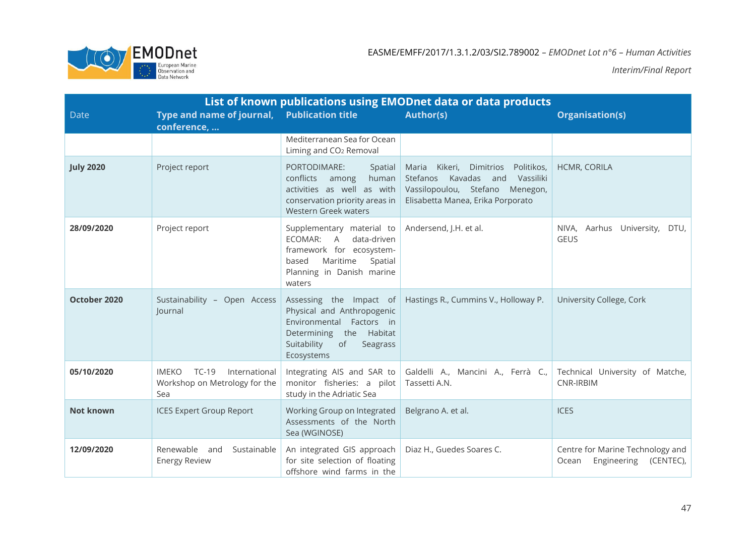| List of known publications using EMODnet data or data products | | | | |
|---|---|---|---|---|
| Date | Type and name of journal, conference, ... | Publication title | Author(s) | Organisation(s) |
| | | Mediterranean Sea for Ocean Liming and $CO_2$ Removal | | |
| **July 2020** | Project report | PORTODIMARE: Spatial conflicts among human activities as well as with conservation priority areas in Western Greek waters | Maria Kikeri, Dimitrios Politikos, Stefanos Kavadas and Vassiliki Vassilopoulou, Stefano Menegon, Elisabetta Manea, Erika Porporato | HCMR, CORILA |
| **28/09/2020** | Project report | Supplementary material to ECOMAR: A data-driven framework for ecosystem-based Maritime Spatial Planning in Danish marine waters | Andersend, J.H. et al. | NIVA, Aarhus University, DTU, GEUS |
| **October 2020** | Sustainability – Open Access Journal | Assessing the Impact of Physical and Anthropogenic Environmental Factors in Determining the Habitat Suitability of Seagrass Ecosystems | Hastings R., Cummins V., Holloway P. | University College, Cork |
| **05/10/2020** | IMEKO TC-19 International Workshop on Metrology for the Sea | Integrating AIS and SAR to monitor fisheries: a pilot study in the Adriatic Sea | Galdelli A., Mancini A., Ferrà C., Tassetti A.N. | Technical University of Matche, CNR-IRBIM |
| **Not known** | ICES Expert Group Report | Working Group on Integrated Assessments of the North Sea (WGINOSE) | Belgrano A. et al. | ICES |
| **12/09/2020** | Renewable and Sustainable Energy Review | An integrated GIS approach for site selection of floating offshore wind farms in the | Diaz H., Guedes Soares C. | Centre for Marine Technology and Ocean Engineering (CENTEC), |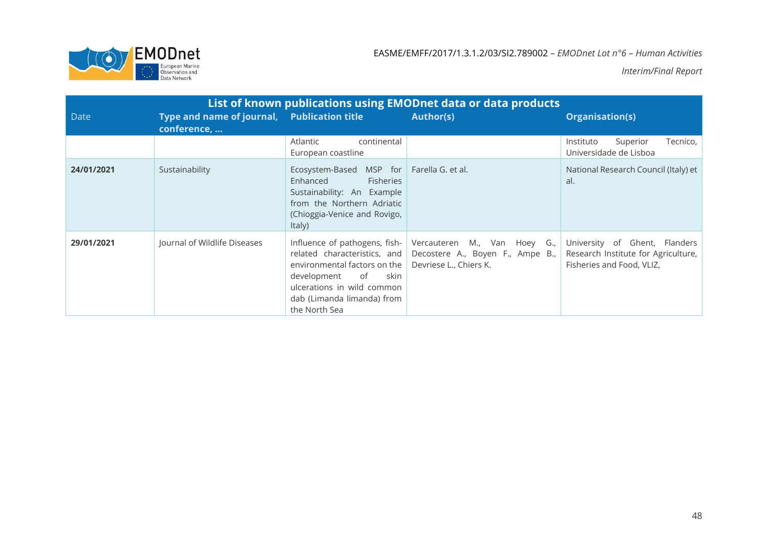| List of known publications using EMODnet data or data products | | | | |
|---|---|---|---|---|
| Date | Type and name of journal, conference, … | Publication title | Author(s) | Organisation(s) |
| | | Atlantic continental European coastline | | Instituto Superior Tecnico, Universidade de Lisboa |
| **24/01/2021** | Sustainability | Ecosystem-Based MSP for Enhanced Fisheries Sustainability: An Example from the Northern Adriatic (Chioggia-Venice and Rovigo, Italy) | Farella G. et al. | National Research Council (Italy) et al. |
| **29/01/2021** | Journal of Wildlife Diseases | Influence of pathogens, fish-related characteristics, and environmental factors on the development of skin ulcerations in wild common dab (Limanda limanda) from the North Sea | Vercauteren M., Van Hoey G., Decostere A., Boyen F., Ampe B., Devriese L., Chiers K. | University of Ghent, Flanders Research Institute for Agriculture, Fisheries and Food, VLIZ, |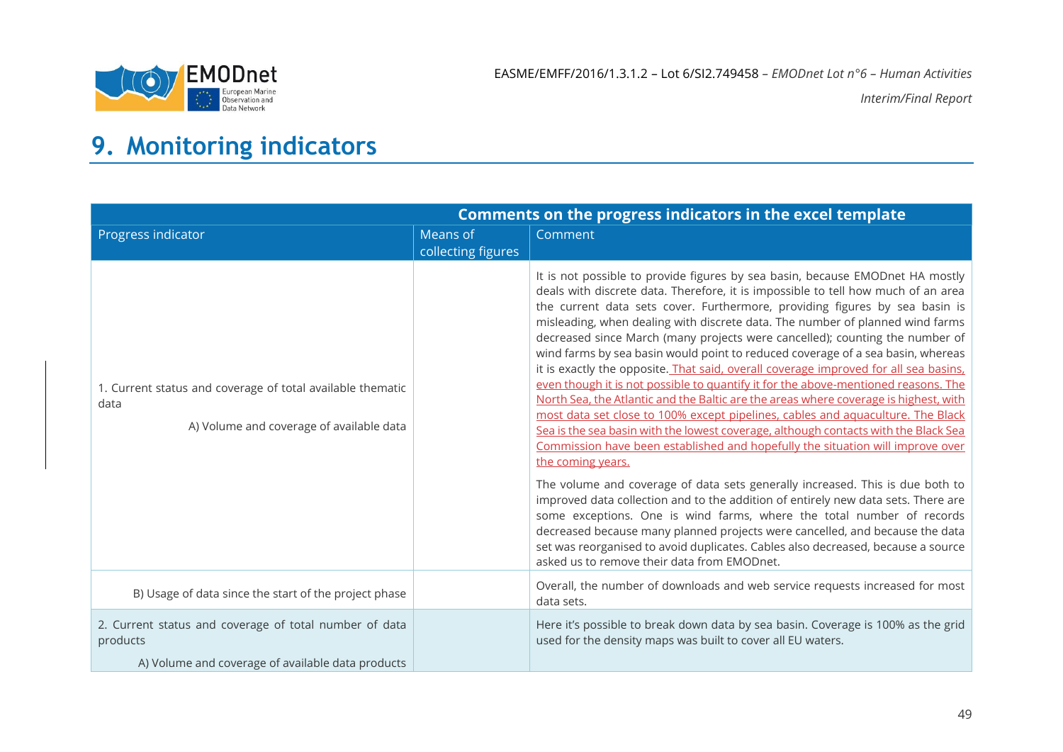# 9. Monitoring indicators

| Comments on the progress indicators in the excel template | | |
|---|---|---|
| Progress indicator | Means of collecting figures | Comment |
| 1. Current status and coverage of total available thematic data<br><br>A) Volume and coverage of available data | | It is not possible to provide figures by sea basin, because EMODnet HA mostly deals with discrete data. Therefore, it is impossible to tell how much of an area the current data sets cover. Furthermore, providing figures by sea basin is misleading, when dealing with discrete data. The number of planned wind farms decreased since March (many projects were cancelled); counting the number of wind farms by sea basin would point to reduced coverage of a sea basin, whereas it is exactly the opposite. That said, overall coverage improved for all sea basins, even though it is not possible to quantify it for the above-mentioned reasons. The North Sea, the Atlantic and the Baltic are the areas where coverage is highest, with most data set close to 100% except pipelines, cables and aquaculture. The Black Sea is the sea basin with the lowest coverage, although contacts with the Black Sea Commission have been established and hopefully the situation will improve over the coming years.<br><br>The volume and coverage of data sets generally increased. This is due both to improved data collection and to the addition of entirely new data sets. There are some exceptions. One is wind farms, where the total number of records decreased because many planned projects were cancelled, and because the data set was reorganised to avoid duplicates. Cables also decreased, because a source asked us to remove their data from EMODnet. |
| B) Usage of data since the start of the project phase | | Overall, the number of downloads and web service requests increased for most data sets. |
| 2. Current status and coverage of total number of data products<br><br>A) Volume and coverage of available data products | | Here it's possible to break down data by sea basin. Coverage is 100% as the grid used for the density maps was built to cover all EU waters. |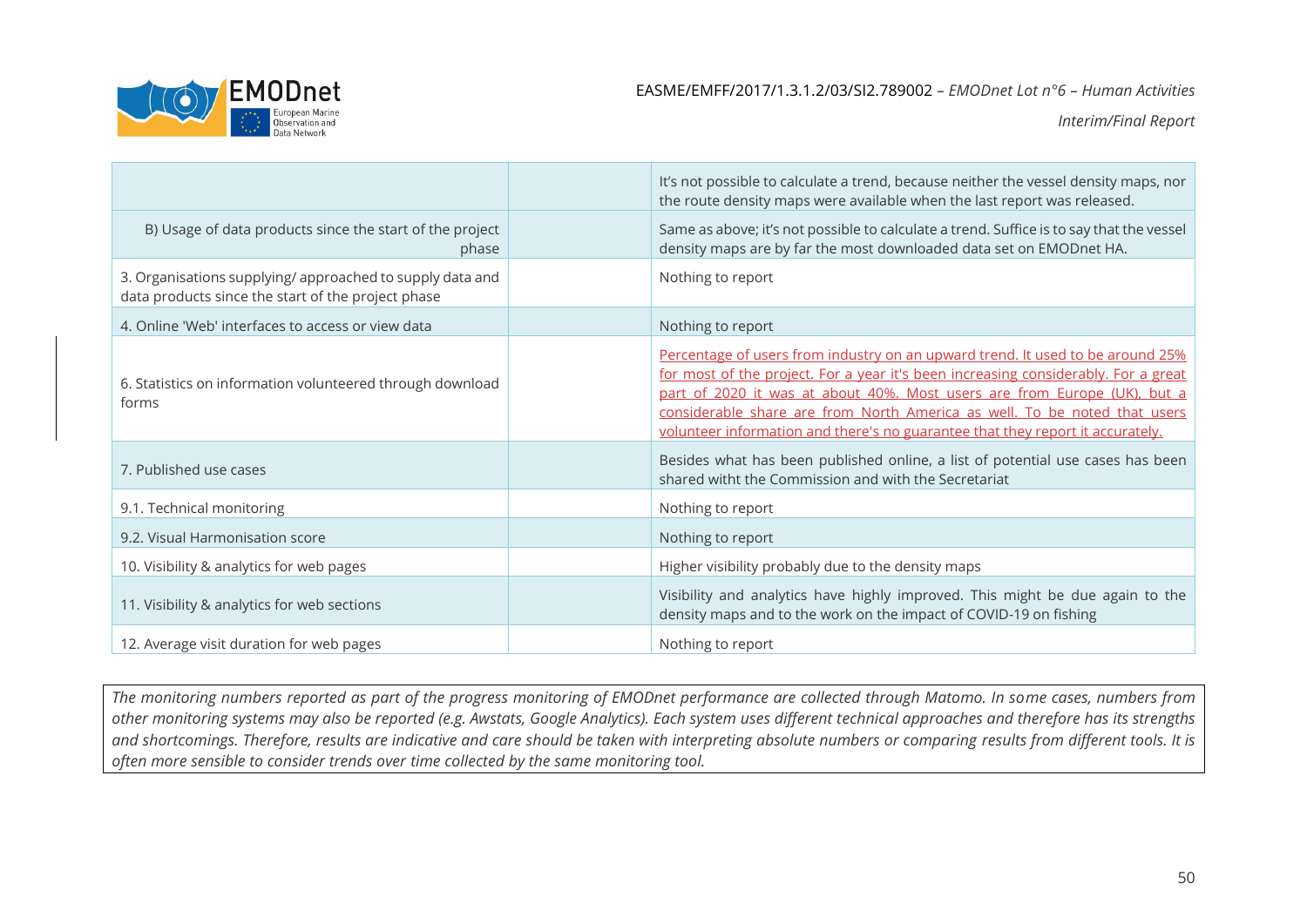| | | |
|---|---|---|
| | | It's not possible to calculate a trend, because neither the vessel density maps, nor the route density maps were available when the last report was released. |
| B) Usage of data products since the start of the project phase | | Same as above; it's not possible to calculate a trend. Suffice is to say that the vessel density maps are by far the most downloaded data set on EMODnet HA. |
| 3. Organisations supplying/ approached to supply data and data products since the start of the project phase | | Nothing to report |
| 4. Online 'Web' interfaces to access or view data | | Nothing to report |
| 6. Statistics on information volunteered through download forms | | Percentage of users from industry on an upward trend. It used to be around 25% for most of the project. For a year it's been increasing considerably. For a great part of 2020 it was at about 40%. Most users are from Europe (UK), but a considerable share are from North America as well. To be noted that users volunteer information and there's no guarantee that they report it accurately. |
| 7. Published use cases | | Besides what has been published online, a list of potential use cases has been shared witht the Commission and with the Secretariat |
| 9.1. Technical monitoring | | Nothing to report |
| 9.2. Visual Harmonisation score | | Nothing to report |
| 10. Visibility & analytics for web pages | | Higher visibility probably due to the density maps |
| 11. Visibility & analytics for web sections | | Visibility and analytics have highly improved. This might be due again to the density maps and to the work on the impact of COVID-19 on fishing |
| 12. Average visit duration for web pages | | Nothing to report |

*The monitoring numbers reported as part of the progress monitoring of EMODnet performance are collected through Matomo. In some cases, numbers from other monitoring systems may also be reported (e.g. Awstats, Google Analytics). Each system uses different technical approaches and therefore has its strengths and shortcomings. Therefore, results are indicative and care should be taken with interpreting absolute numbers or comparing results from different tools. It is often more sensible to consider trends over time collected by the same monitoring tool.*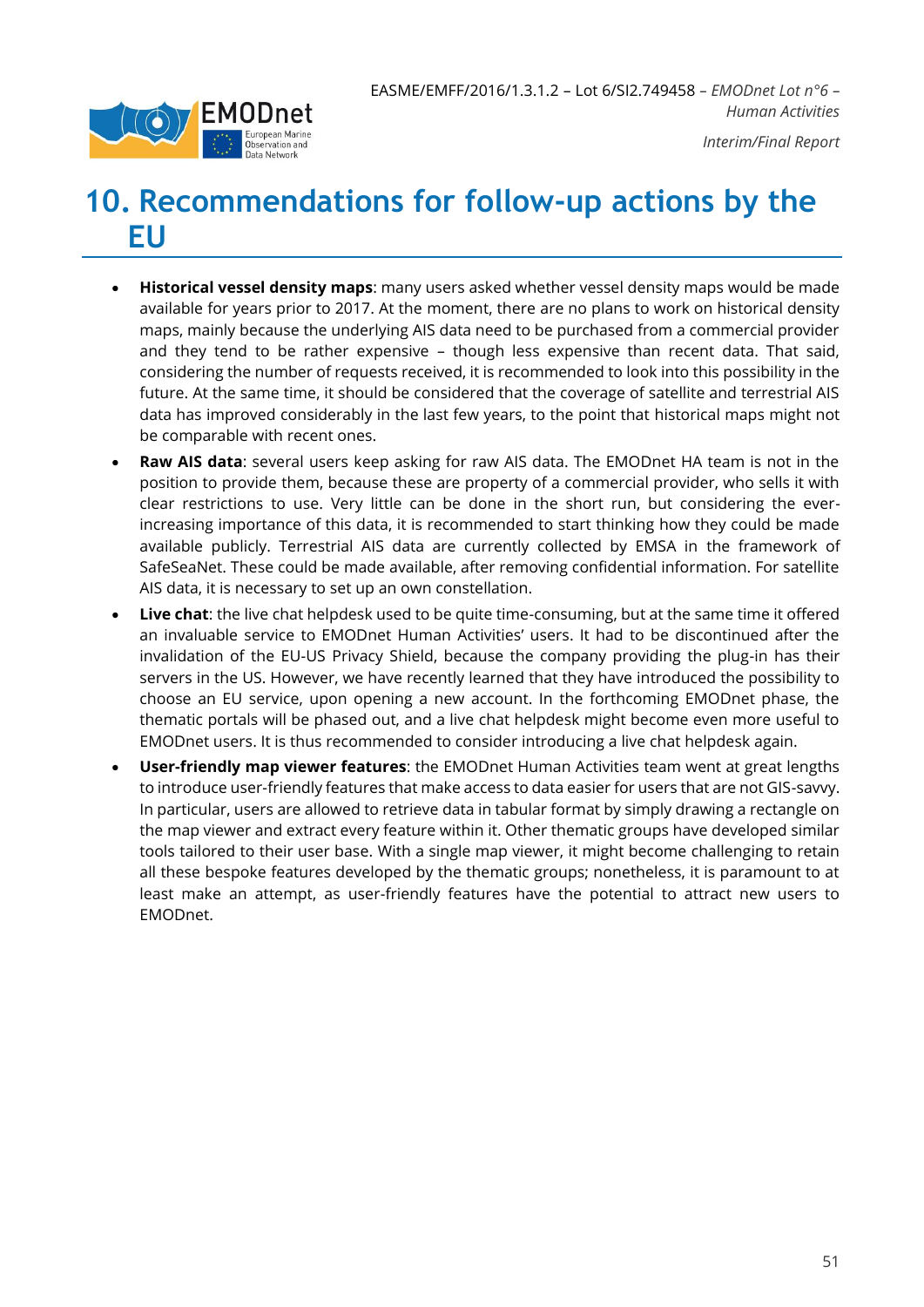# 10. Recommendations for follow-up actions by the EU

- **Historical vessel density maps**: many users asked whether vessel density maps would be made available for years prior to 2017. At the moment, there are no plans to work on historical density maps, mainly because the underlying AIS data need to be purchased from a commercial provider and they tend to be rather expensive – though less expensive than recent data. That said, considering the number of requests received, it is recommended to look into this possibility in the future. At the same time, it should be considered that the coverage of satellite and terrestrial AIS data has improved considerably in the last few years, to the point that historical maps might not be comparable with recent ones.
- **Raw AIS data**: several users keep asking for raw AIS data. The EMODnet HA team is not in the position to provide them, because these are property of a commercial provider, who sells it with clear restrictions to use. Very little can be done in the short run, but considering the ever-increasing importance of this data, it is recommended to start thinking how they could be made available publicly. Terrestrial AIS data are currently collected by EMSA in the framework of SafeSeaNet. These could be made available, after removing confidential information. For satellite AIS data, it is necessary to set up an own constellation.
- **Live chat**: the live chat helpdesk used to be quite time-consuming, but at the same time it offered an invaluable service to EMODnet Human Activities' users. It had to be discontinued after the invalidation of the EU-US Privacy Shield, because the company providing the plug-in has their servers in the US. However, we have recently learned that they have introduced the possibility to choose an EU service, upon opening a new account. In the forthcoming EMODnet phase, the thematic portals will be phased out, and a live chat helpdesk might become even more useful to EMODnet users. It is thus recommended to consider introducing a live chat helpdesk again.
- **User-friendly map viewer features**: the EMODnet Human Activities team went at great lengths to introduce user-friendly features that make access to data easier for users that are not GIS-savvy. In particular, users are allowed to retrieve data in tabular format by simply drawing a rectangle on the map viewer and extract every feature within it. Other thematic groups have developed similar tools tailored to their user base. With a single map viewer, it might become challenging to retain all these bespoke features developed by the thematic groups; nonetheless, it is paramount to at least make an attempt, as user-friendly features have the potential to attract new users to EMODnet.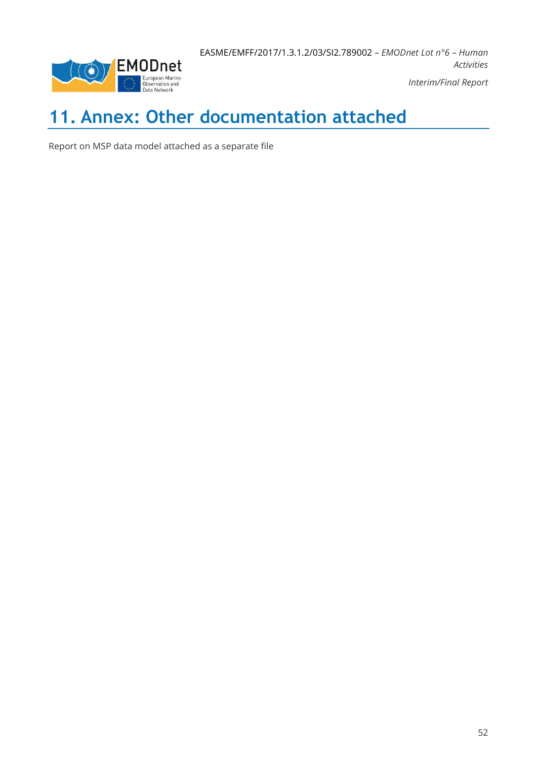# 11. Annex: Other documentation attached

Report on MSP data model attached as a separate file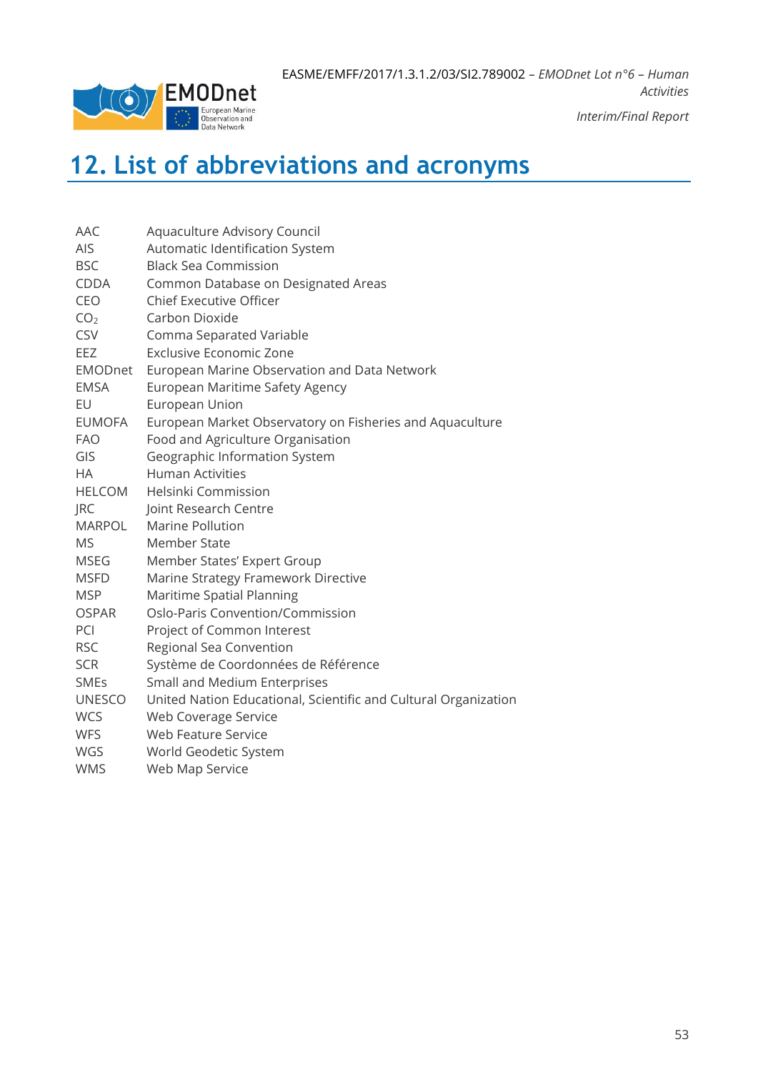# 12. List of abbreviations and acronyms

| | |
|---|---|
| AAC | Aquaculture Advisory Council |
| AIS | Automatic Identification System |
| BSC | Black Sea Commission |
| CDDA | Common Database on Designated Areas |
| CEO | Chief Executive Officer |
| $CO_2$ | Carbon Dioxide |
| CSV | Comma Separated Variable |
| EEZ | Exclusive Economic Zone |
| EMODnet | European Marine Observation and Data Network |
| EMSA | European Maritime Safety Agency |
| EU | European Union |
| EUMOFA | European Market Observatory on Fisheries and Aquaculture |
| FAO | Food and Agriculture Organisation |
| GIS | Geographic Information System |
| HA | Human Activities |
| HELCOM | Helsinki Commission |
| JRC | Joint Research Centre |
| MARPOL | Marine Pollution |
| MS | Member State |
| MSEG | Member States' Expert Group |
| MSFD | Marine Strategy Framework Directive |
| MSP | Maritime Spatial Planning |
| OSPAR | Oslo-Paris Convention/Commission |
| PCI | Project of Common Interest |
| RSC | Regional Sea Convention |
| SCR | Système de Coordonnées de Référence |
| SMEs | Small and Medium Enterprises |
| UNESCO | United Nation Educational, Scientific and Cultural Organization |
| WCS | Web Coverage Service |
| WFS | Web Feature Service |
| WGS | World Geodetic System |
| WMS | Web Map Service |